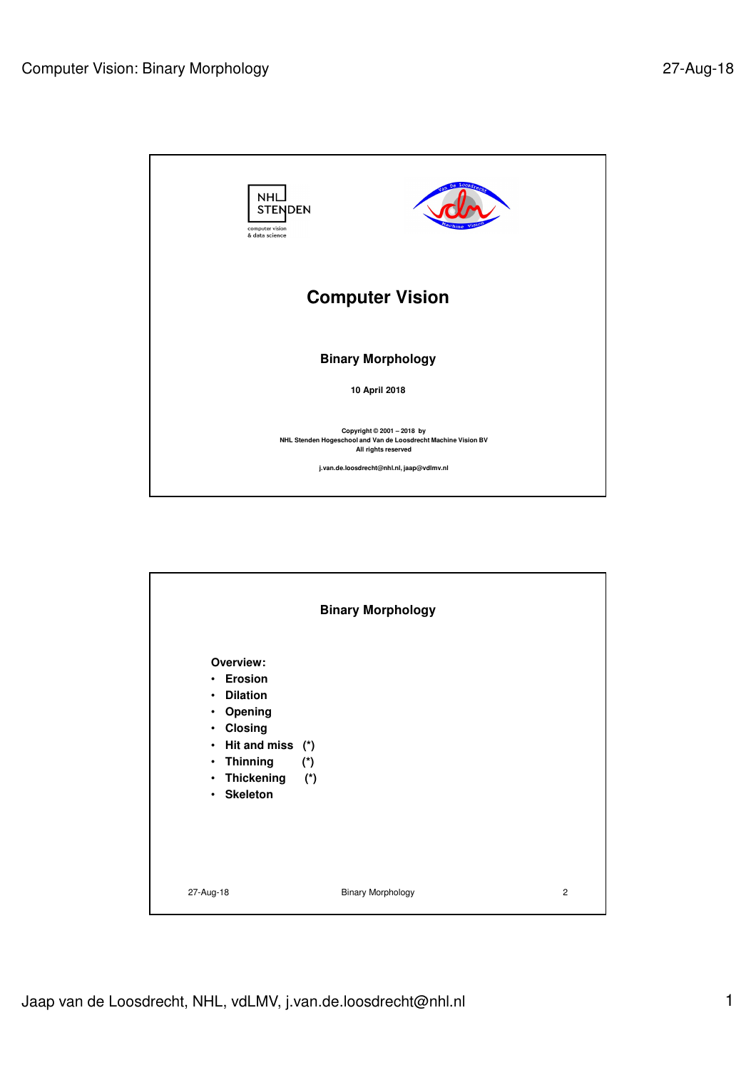# Computer Vision

## Binary Morphology

**10 April 2018**

Copyright © 2001 – 2018 by
NHL Stenden Hogeschool and Van de Loosdrecht Machine Vision BV
All rights reserved

j.van.de.loosdrecht@nhl.nl, jaap@vdlmv.nl

## Binary Morphology

**Overview:**

- **Erosion**
- **Dilation**
- **Opening**
- **Closing**
- **Hit and miss (*)**
- **Thinning (*)**
- **Thickening (*)**
- **Skeleton**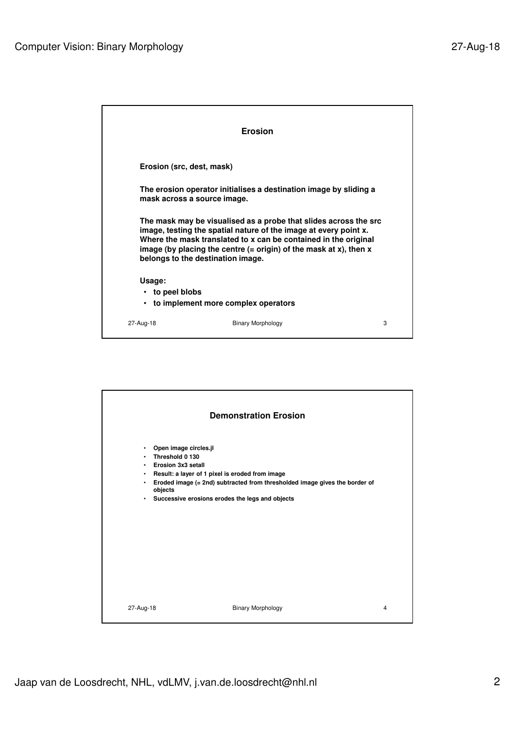## Erosion

**Erosion (src, dest, mask)**

**The erosion operator initialises a destination image by sliding a mask across a source image.**

**The mask may be visualised as a probe that slides across the src image, testing the spatial nature of the image at every point x. Where the mask translated to x can be contained in the original image (by placing the centre (= origin) of the mask at x), then x belongs to the destination image.**

**Usage:**

- **to peel blobs**
- **to implement more complex operators**

## Demonstration Erosion

- **Open image circles.jl**
- **Threshold 0 130**
- **Erosion 3x3 setall**
- **Result: a layer of 1 pixel is eroded from image**
- **Eroded image (= 2nd) subtracted from thresholded image gives the border of objects**
- **Successive erosions erodes the legs and objects**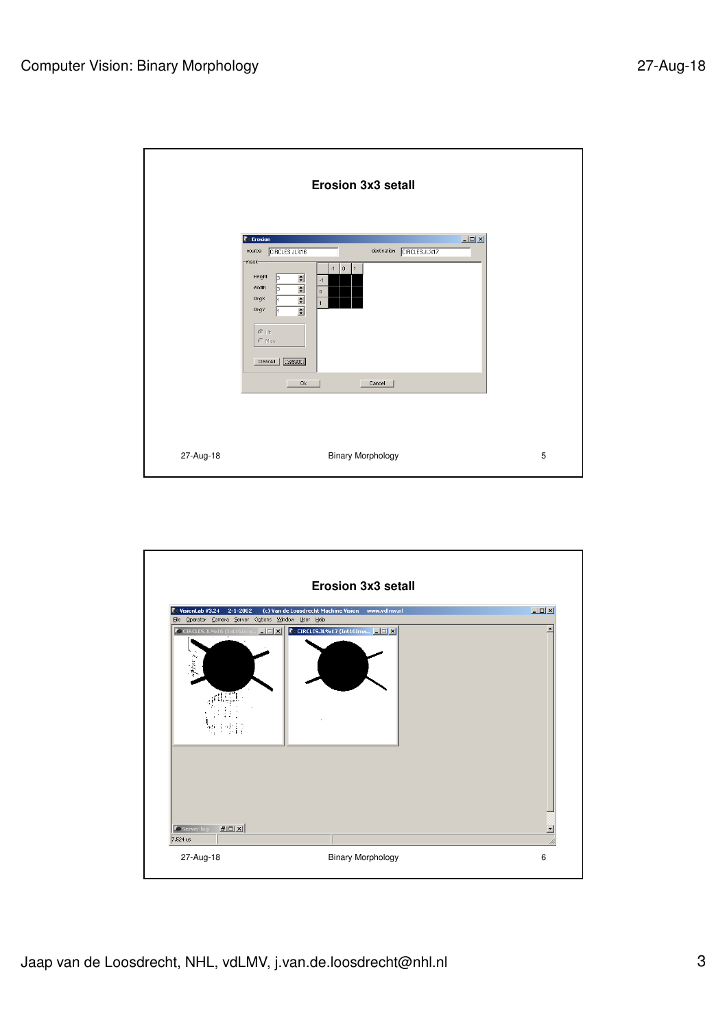## Erosion 3x3 setall

## Erosion 3x3 setall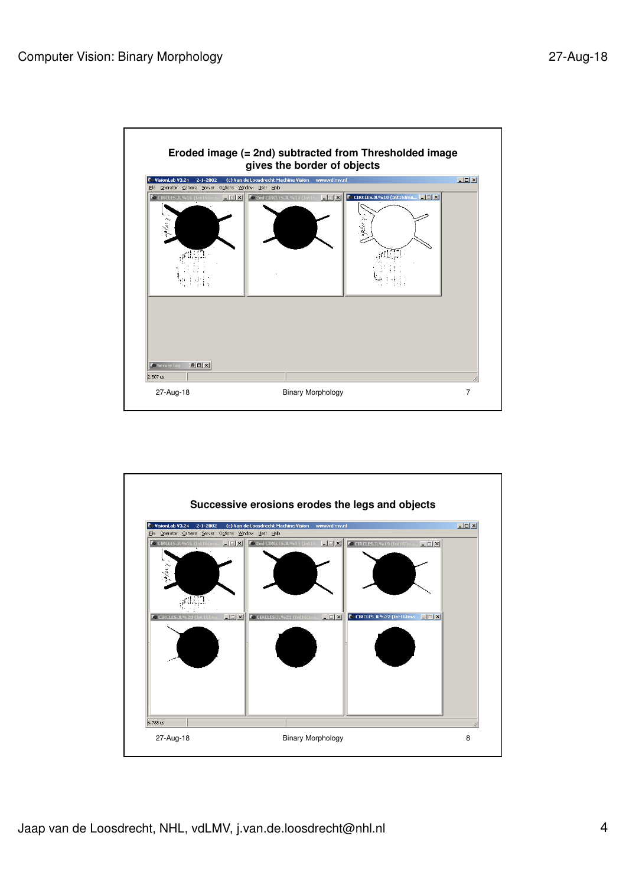## Eroded image (= 2nd) subtracted from Thresholded image gives the border of objects

## Successive erosions erodes the legs and objects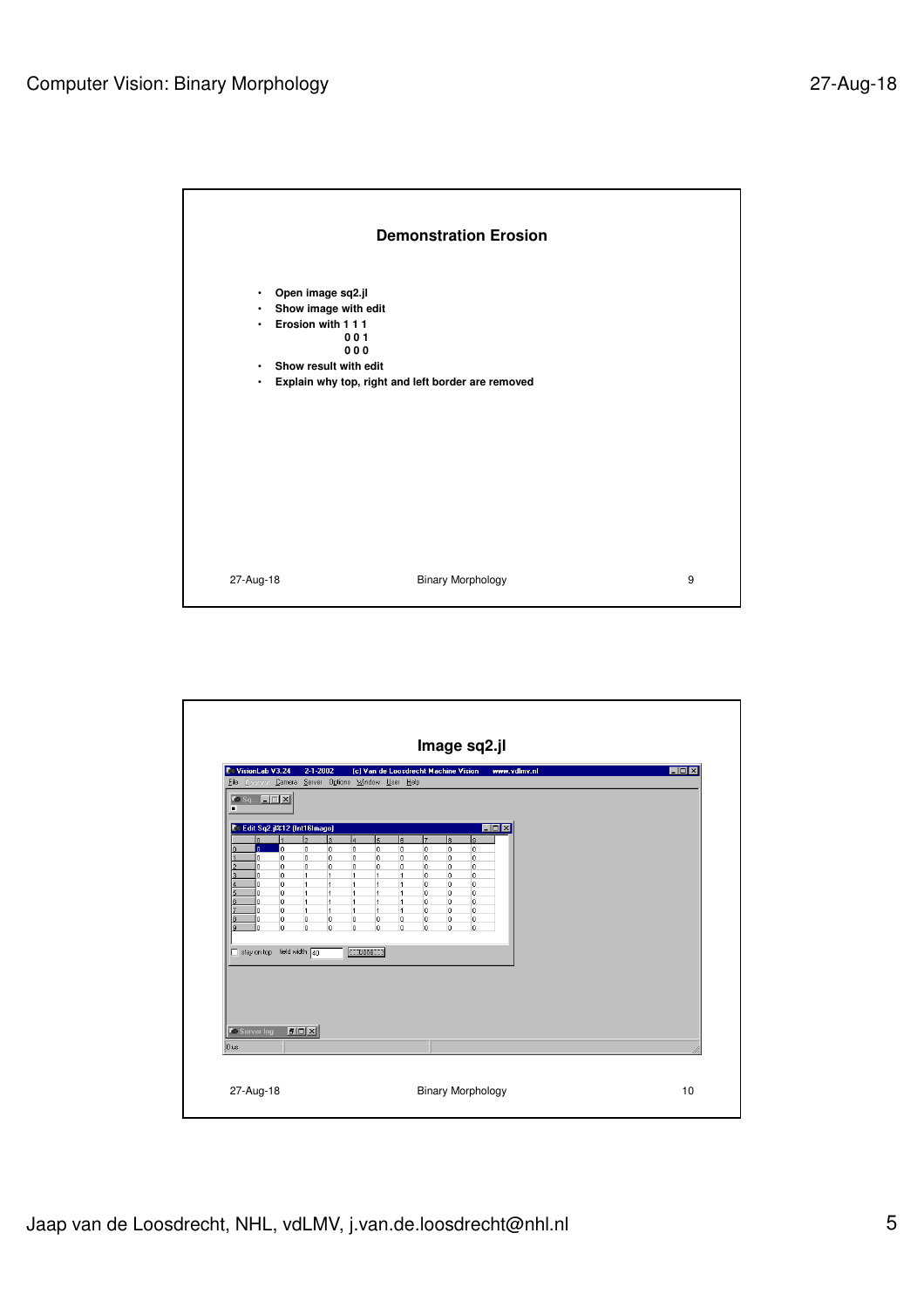## Demonstration Erosion

- Open image sq2.jl
- Show image with edit
- Erosion with 1 1 1
  0 0 1
  0 0 0
- Show result with edit
- Explain why top, right and left border are removed

## Image sq2.jl

VisionLab V3.24    2-1-2002    (c) Van de Loosdrecht Machine Vision    www.vdlmv.nl

File Operator Camera Server Options Window User Help

Edit Sq2.jl&12 (Int16Image)

| | 0 | 1 | 2 | 3 | 4 | 5 | 6 | 7 | 8 | 9 |
|---|---|---|---|---|---|---|---|---|---|---|
| 0 | 0 | 0 | 0 | 0 | 0 | 0 | 0 | 0 | 0 | 0 |
| 1 | 0 | 0 | 0 | 0 | 0 | 0 | 0 | 0 | 0 | 0 |
| 2 | 0 | 0 | 0 | 0 | 0 | 0 | 0 | 0 | 0 | 0 |
| 3 | 0 | 0 | 1 | 1 | 1 | 1 | 1 | 0 | 0 | 0 |
| 4 | 0 | 0 | 1 | 1 | 1 | 1 | 1 | 0 | 0 | 0 |
| 5 | 0 | 0 | 1 | 1 | 1 | 1 | 1 | 0 | 0 | 0 |
| 6 | 0 | 0 | 1 | 1 | 1 | 1 | 1 | 0 | 0 | 0 |
| 7 | 0 | 0 | 1 | 1 | 1 | 1 | 1 | 0 | 0 | 0 |
| 8 | 0 | 0 | 0 | 0 | 0 | 0 | 0 | 0 | 0 | 0 |
| 9 | 0 | 0 | 0 | 0 | 0 | 0 | 0 | 0 | 0 | 0 |

stay on top    field width: 40

Server log

0 us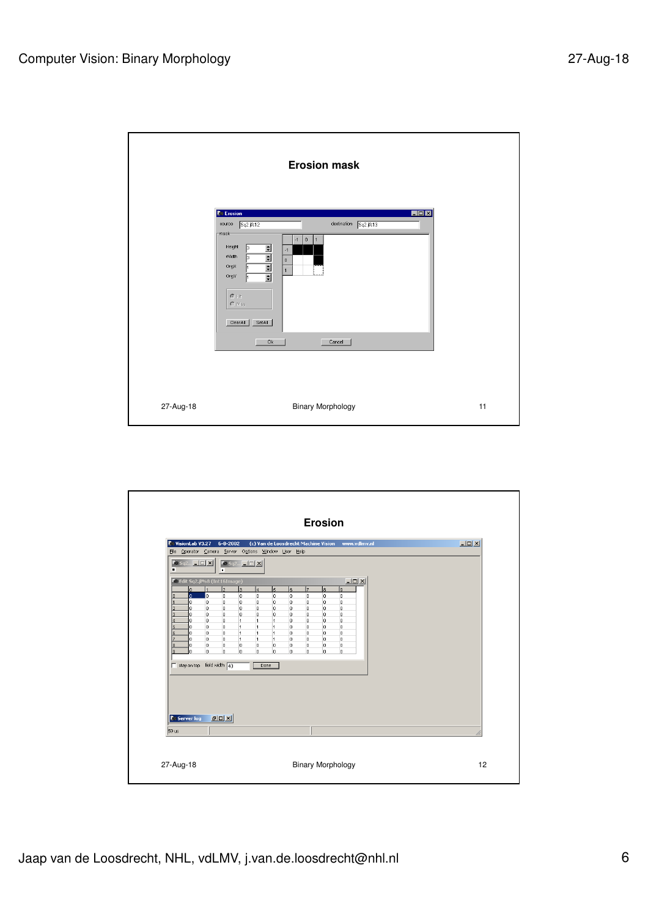## Erosion mask

Erosion

source: Sq2.jl%12 destination: Sq2.jl%13

mask

Height 3
Width 3
OrgX 1
OrgY 1

Hit
Miss

ClearAll SetAll

Ok Cancel

## Erosion

| | 0 | 1 | 2 | 3 | 4 | 5 | 6 | 7 | 8 | 9 |
|---|---|---|---|---|---|---|---|---|---|---|
| 0 | 0 | 0 | 0 | 0 | 0 | 0 | 0 | 0 | 0 | 0 |
| 1 | 0 | 0 | 0 | 0 | 0 | 0 | 0 | 0 | 0 | 0 |
| 2 | 0 | 0 | 0 | 0 | 0 | 0 | 0 | 0 | 0 | 0 |
| 3 | 0 | 0 | 0 | 0 | 0 | 0 | 0 | 0 | 0 | 0 |
| 4 | 0 | 0 | 0 | 1 | 1 | 1 | 0 | 0 | 0 | 0 |
| 5 | 0 | 0 | 0 | 1 | 1 | 1 | 0 | 0 | 0 | 0 |
| 6 | 0 | 0 | 0 | 1 | 1 | 1 | 0 | 0 | 0 | 0 |
| 7 | 0 | 0 | 0 | 1 | 1 | 1 | 0 | 0 | 0 | 0 |
| 8 | 0 | 0 | 0 | 0 | 0 | 0 | 0 | 0 | 0 | 0 |
| 9 | 0 | 0 | 0 | 0 | 0 | 0 | 0 | 0 | 0 | 0 |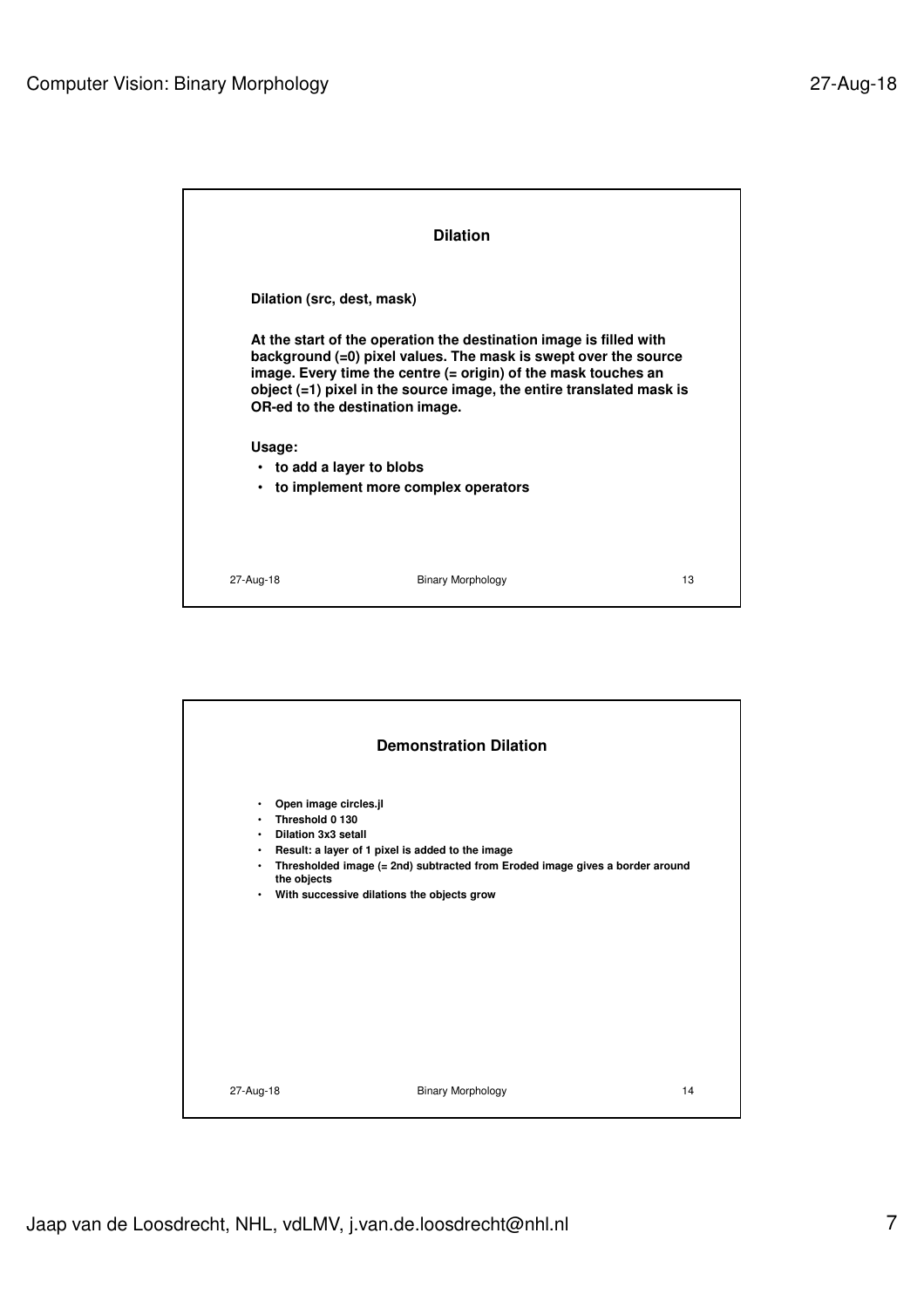## Dilation

**Dilation (src, dest, mask)**

**At the start of the operation the destination image is filled with background (=0) pixel values. The mask is swept over the source image. Every time the centre (= origin) of the mask touches an object (=1) pixel in the source image, the entire translated mask is OR-ed to the destination image.**

**Usage:**

- **to add a layer to blobs**
- **to implement more complex operators**

## Demonstration Dilation

- **Open image circles.jl**
- **Threshold 0 130**
- **Dilation 3x3 setall**
- **Result: a layer of 1 pixel is added to the image**
- **Thresholded image (= 2nd) subtracted from Eroded image gives a border around the objects**
- **With successive dilations the objects grow**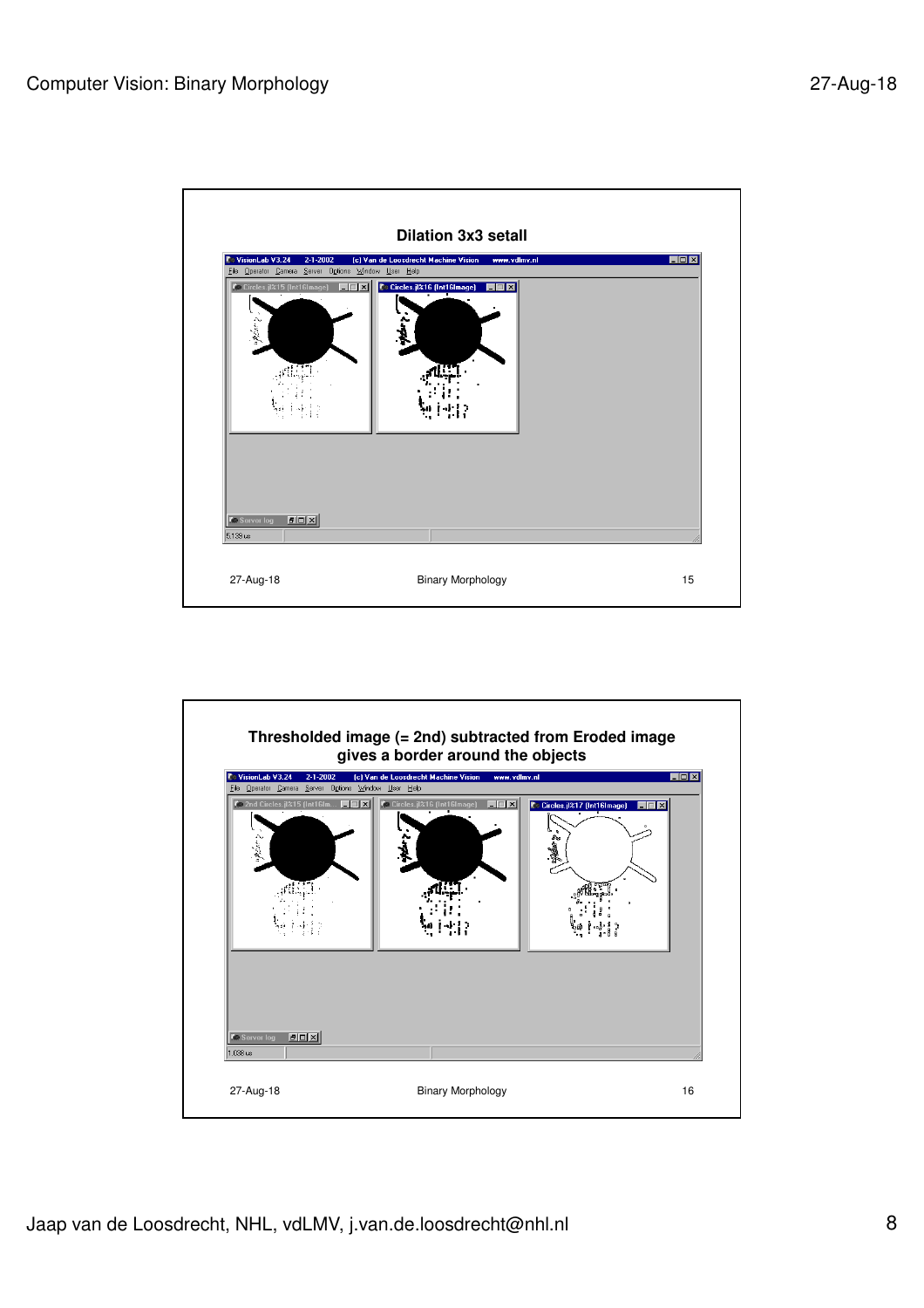## Dilation 3x3 setall

27-Aug-18 Binary Morphology 15

## Thresholded image (= 2nd) subtracted from Eroded image gives a border around the objects

27-Aug-18 Binary Morphology 16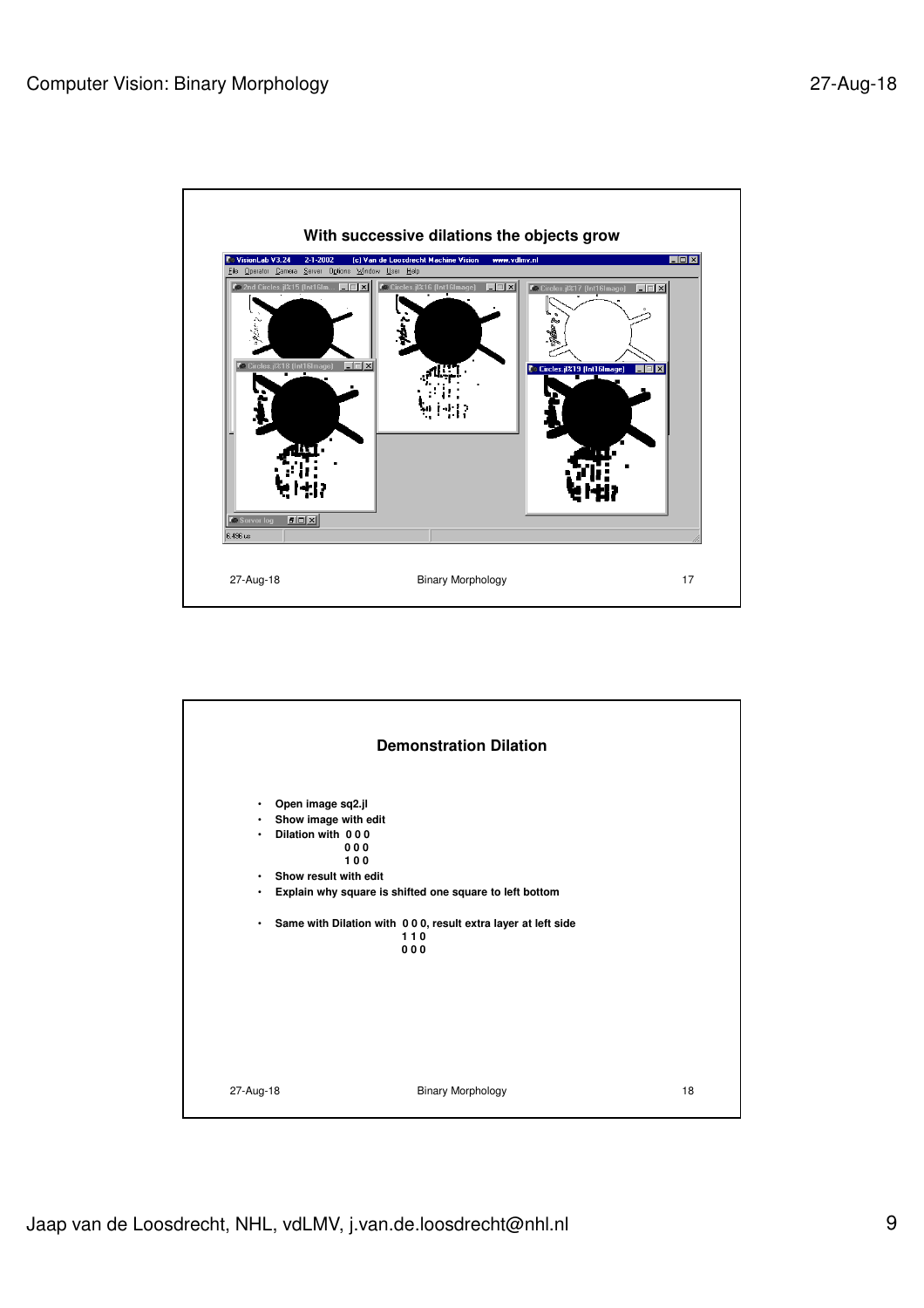## With successive dilations the objects grow

## Demonstration Dilation

- Open image sq2.jl
- Show image with edit
- Dilation with
  ```
  0 0 0
  0 0 0
  1 0 0
  ```
- Show result with edit
- Explain why square is shifted one square to left bottom
- Same with Dilation with
  ```
  0 0 0
  1 1 0
  0 0 0
  ```
  , result extra layer at left side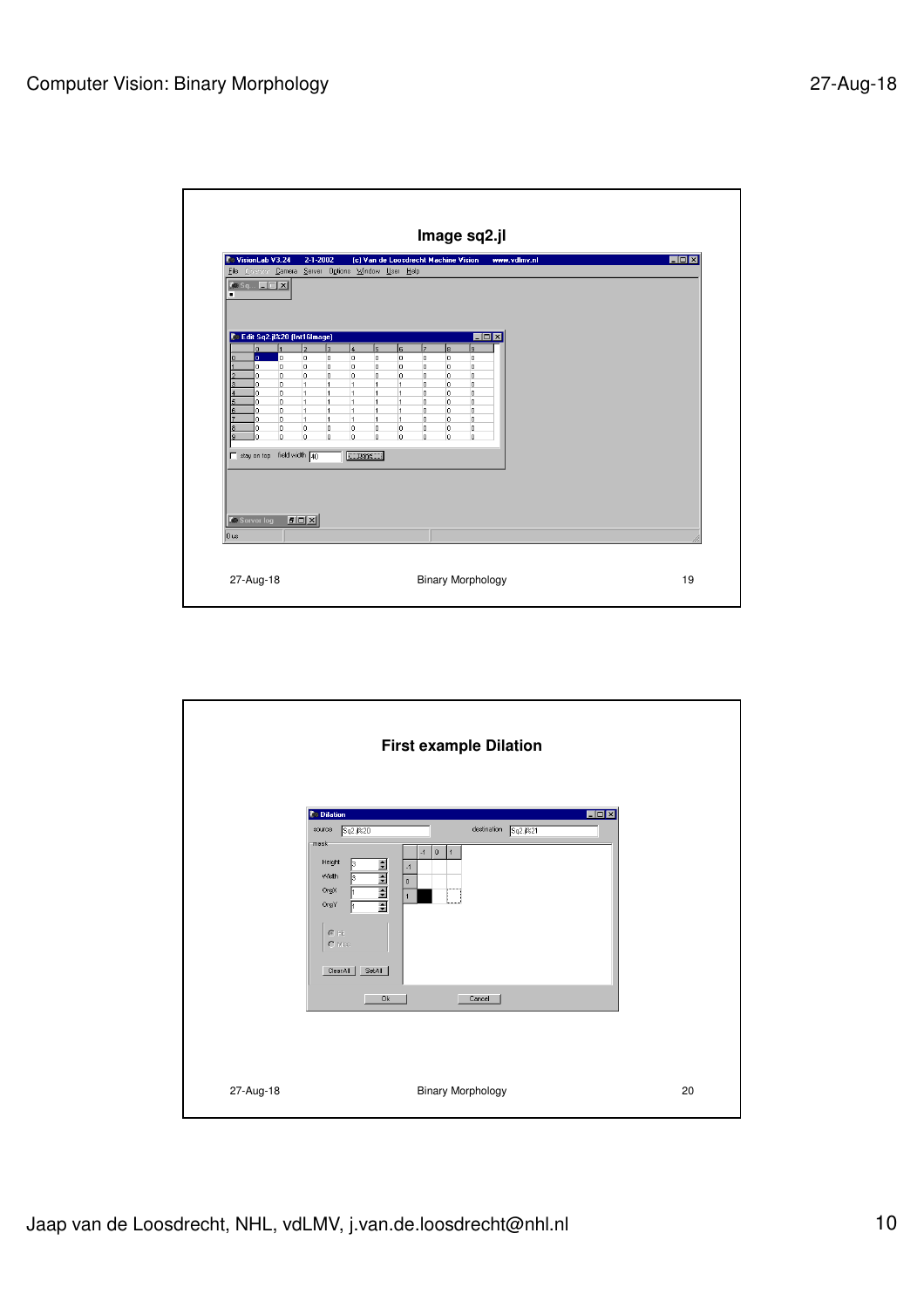## Image sq2.jl

| | 0 | 1 | 2 | 3 | 4 | 5 | 6 | 7 | 8 | 9 |
|---|---|---|---|---|---|---|---|---|---|---|
| 0 | 0 | 0 | 0 | 0 | 0 | 0 | 0 | 0 | 0 | 0 |
| 1 | 0 | 0 | 0 | 0 | 0 | 0 | 0 | 0 | 0 | 0 |
| 2 | 0 | 0 | 0 | 0 | 0 | 0 | 0 | 0 | 0 | 0 |
| 3 | 0 | 0 | 1 | 1 | 1 | 1 | 1 | 0 | 0 | 0 |
| 4 | 0 | 0 | 1 | 1 | 1 | 1 | 1 | 0 | 0 | 0 |
| 5 | 0 | 0 | 1 | 1 | 1 | 1 | 1 | 0 | 0 | 0 |
| 6 | 0 | 0 | 1 | 1 | 1 | 1 | 1 | 0 | 0 | 0 |
| 7 | 0 | 0 | 1 | 1 | 1 | 1 | 1 | 0 | 0 | 0 |
| 8 | 0 | 0 | 0 | 0 | 0 | 0 | 0 | 0 | 0 | 0 |
| 9 | 0 | 0 | 0 | 0 | 0 | 0 | 0 | 0 | 0 | 0 |

## First example Dilation

source: Sq2.jl%20 — destination: Sq2.jl%21

mask: Height 3, Width 3, OrgX 1, OrgY 1

| | -1 | 0 | 1 |
|---|---|---|---|
| -1 | | | |
| 0 | | | |
| 1 | ■ | | ⬚ |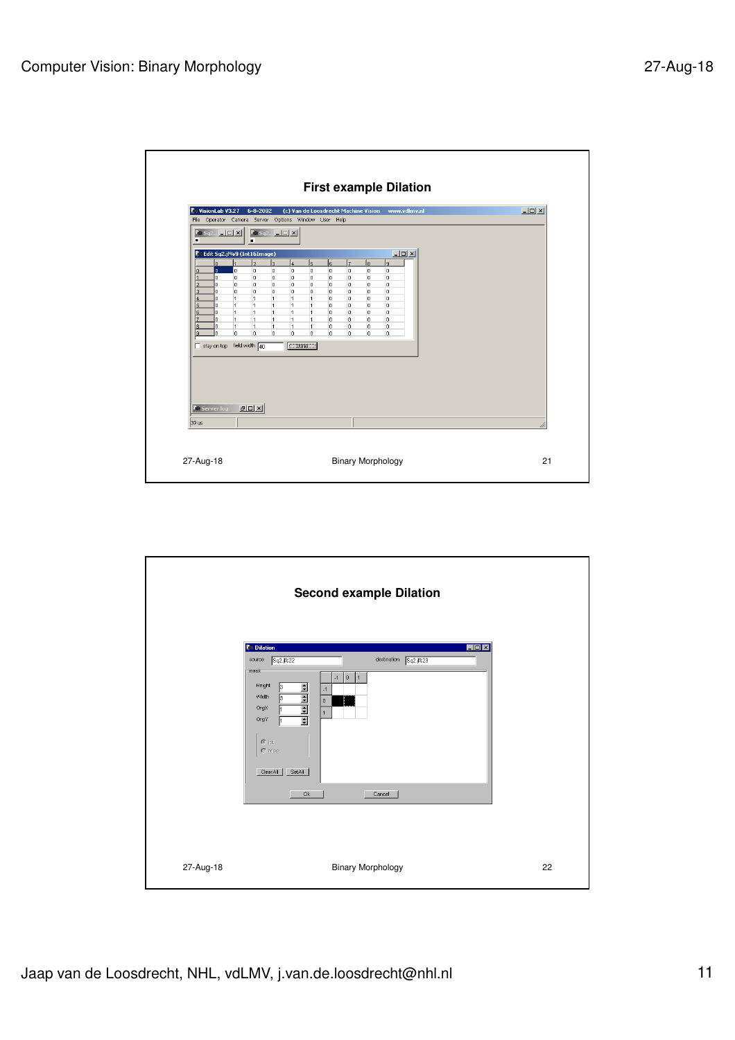## First example Dilation

| | 0 | 1 | 2 | 3 | 4 | 5 | 6 | 7 | 8 | 9 |
|---|---|---|---|---|---|---|---|---|---|---|
| 0 | 0 | 0 | 0 | 0 | 0 | 0 | 0 | 0 | 0 | 0 |
| 1 | 0 | 0 | 0 | 0 | 0 | 0 | 0 | 0 | 0 | 0 |
| 2 | 0 | 0 | 0 | 0 | 0 | 0 | 0 | 0 | 0 | 0 |
| 3 | 0 | 0 | 0 | 0 | 0 | 0 | 0 | 0 | 0 | 0 |
| 4 | 0 | 1 | 1 | 1 | 1 | 1 | 0 | 0 | 0 | 0 |
| 5 | 0 | 1 | 1 | 1 | 1 | 1 | 0 | 0 | 0 | 0 |
| 6 | 0 | 1 | 1 | 1 | 1 | 1 | 0 | 0 | 0 | 0 |
| 7 | 0 | 1 | 1 | 1 | 1 | 1 | 0 | 0 | 0 | 0 |
| 8 | 0 | 1 | 1 | 1 | 1 | 1 | 0 | 0 | 0 | 0 |
| 9 | 0 | 0 | 0 | 0 | 0 | 0 | 0 | 0 | 0 | 0 |

## Second example Dilation

Dilation

source: Sq2.jl%22 destination: Sq2.jl%23

mask

Height: 3
Width: 3
OrgX: 1
OrgY: 1

Hit / Miss

ClearAll SetAll

Ok Cancel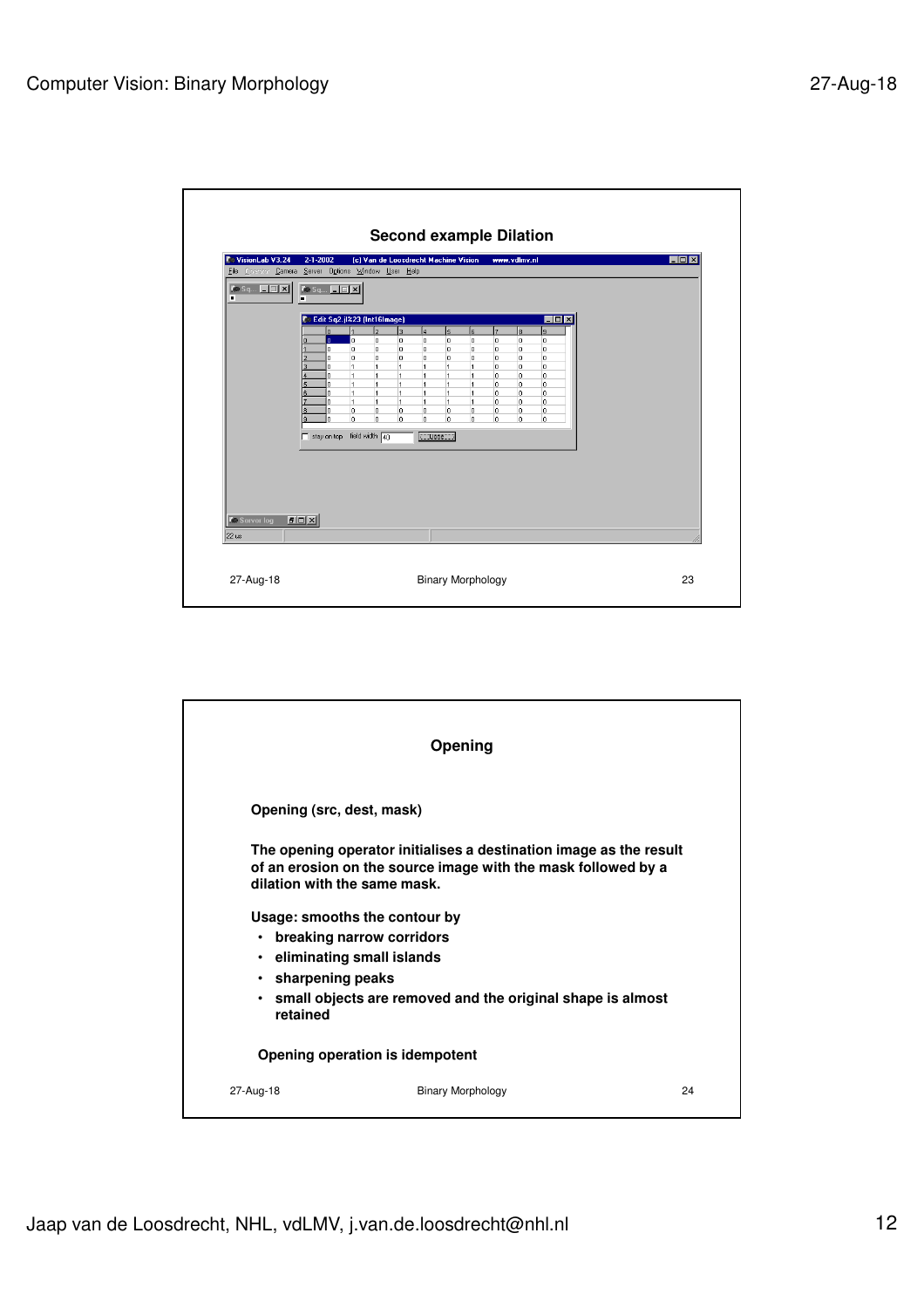## Second example Dilation

| | 0 | 1 | 2 | 3 | 4 | 5 | 6 | 7 | 8 | 9 |
|---|---|---|---|---|---|---|---|---|---|---|
| 0 | 0 | 0 | 0 | 0 | 0 | 0 | 0 | 0 | 0 | 0 |
| 1 | 0 | 0 | 0 | 0 | 0 | 0 | 0 | 0 | 0 | 0 |
| 2 | 0 | 0 | 0 | 0 | 0 | 0 | 0 | 0 | 0 | 0 |
| 3 | 0 | 1 | 1 | 1 | 1 | 1 | 1 | 0 | 0 | 0 |
| 4 | 0 | 1 | 1 | 1 | 1 | 1 | 1 | 0 | 0 | 0 |
| 5 | 0 | 1 | 1 | 1 | 1 | 1 | 1 | 0 | 0 | 0 |
| 6 | 0 | 1 | 1 | 1 | 1 | 1 | 1 | 0 | 0 | 0 |
| 7 | 0 | 1 | 1 | 1 | 1 | 1 | 1 | 0 | 0 | 0 |
| 8 | 0 | 0 | 0 | 0 | 0 | 0 | 0 | 0 | 0 | 0 |
| 9 | 0 | 0 | 0 | 0 | 0 | 0 | 0 | 0 | 0 | 0 |

## Opening

**Opening (src, dest, mask)**

**The opening operator initialises a destination image as the result of an erosion on the source image with the mask followed by a dilation with the same mask.**

**Usage: smooths the contour by**

- **breaking narrow corridors**
- **eliminating small islands**
- **sharpening peaks**
- **small objects are removed and the original shape is almost retained**

**Opening operation is idempotent**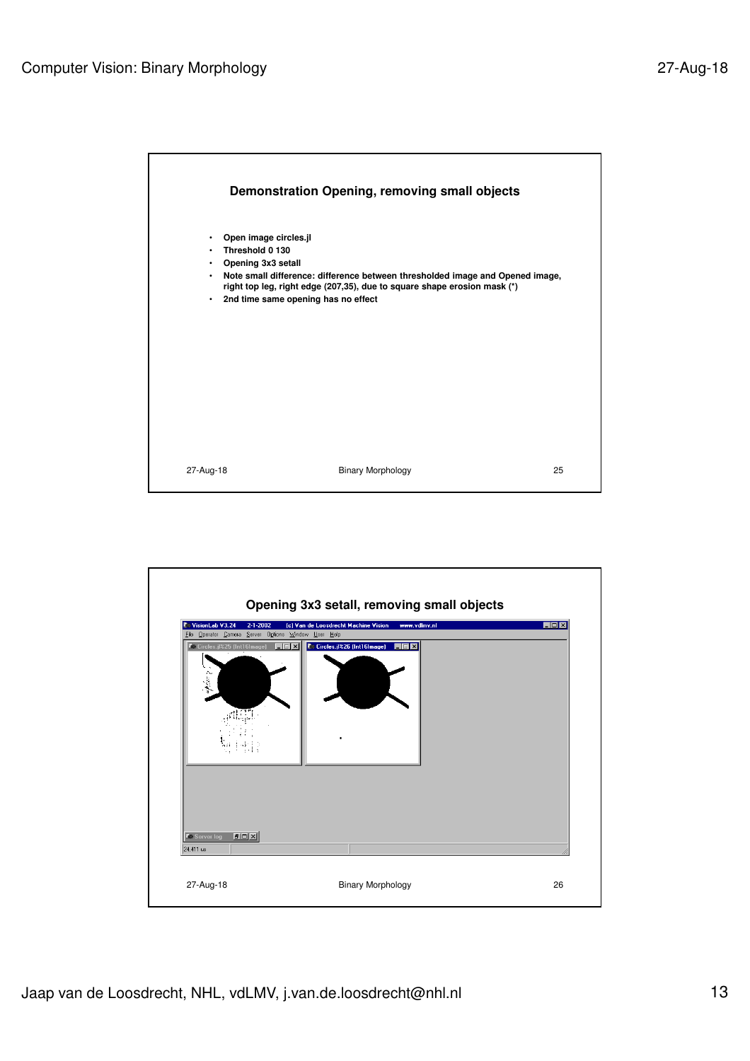## Demonstration Opening, removing small objects

- Open image circles.jl
- Threshold 0 130
- Opening 3x3 setall
- Note small difference: difference between thresholded image and Opened image, right top leg, right edge (207,35), due to square shape erosion mask (*)
- 2nd time same opening has no effect

## Opening 3x3 setall, removing small objects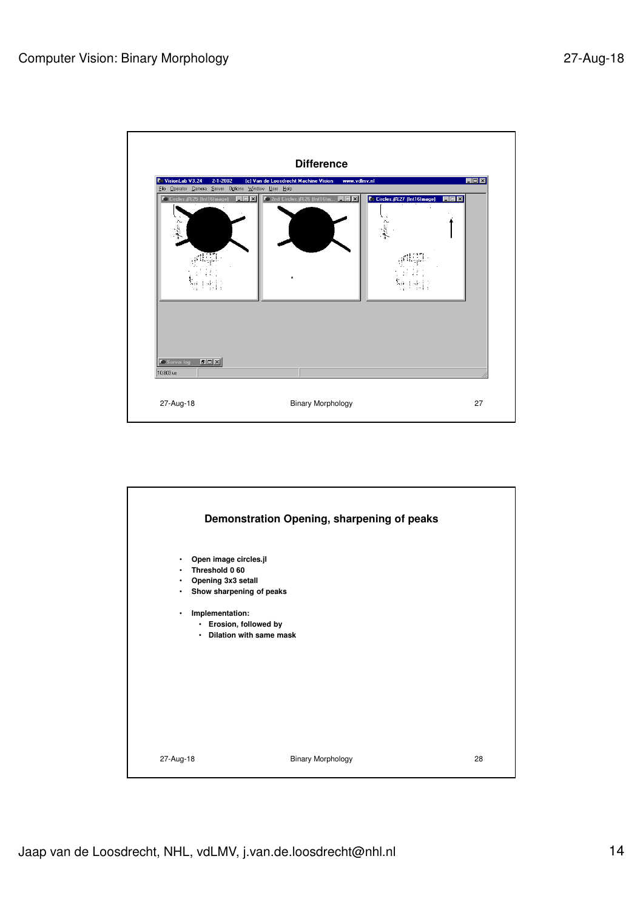## Difference

## Demonstration Opening, sharpening of peaks

- Open image circles.jl
- Threshold 0 60
- Opening 3x3 setall
- Show sharpening of peaks
- Implementation:
  - Erosion, followed by
  - Dilation with same mask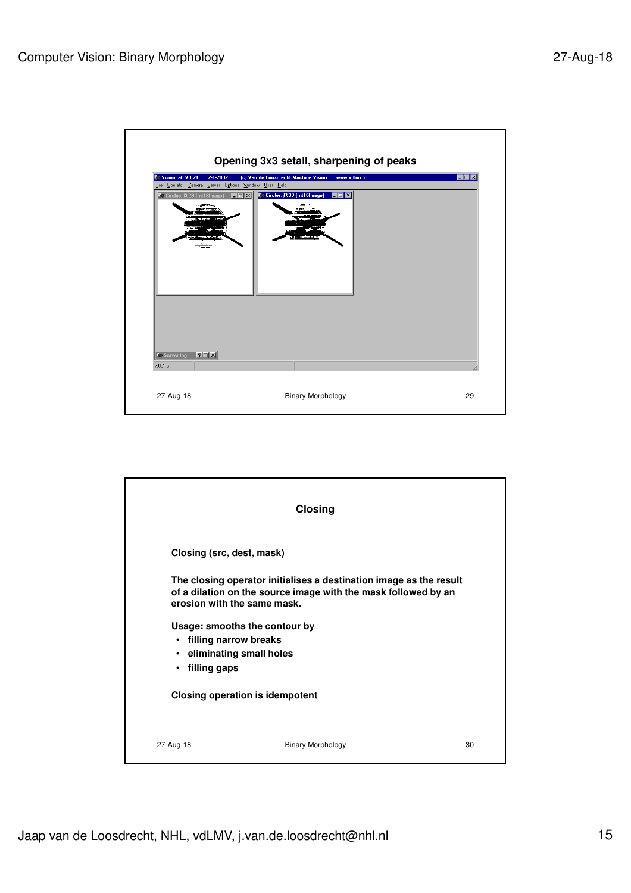## Opening 3x3 setall, sharpening of peaks

## Closing

**Closing (src, dest, mask)**

**The closing operator initialises a destination image as the result of a dilation on the source image with the mask followed by an erosion with the same mask.**

**Usage: smooths the contour by**

- **filling narrow breaks**
- **eliminating small holes**
- **filling gaps**

**Closing operation is idempotent**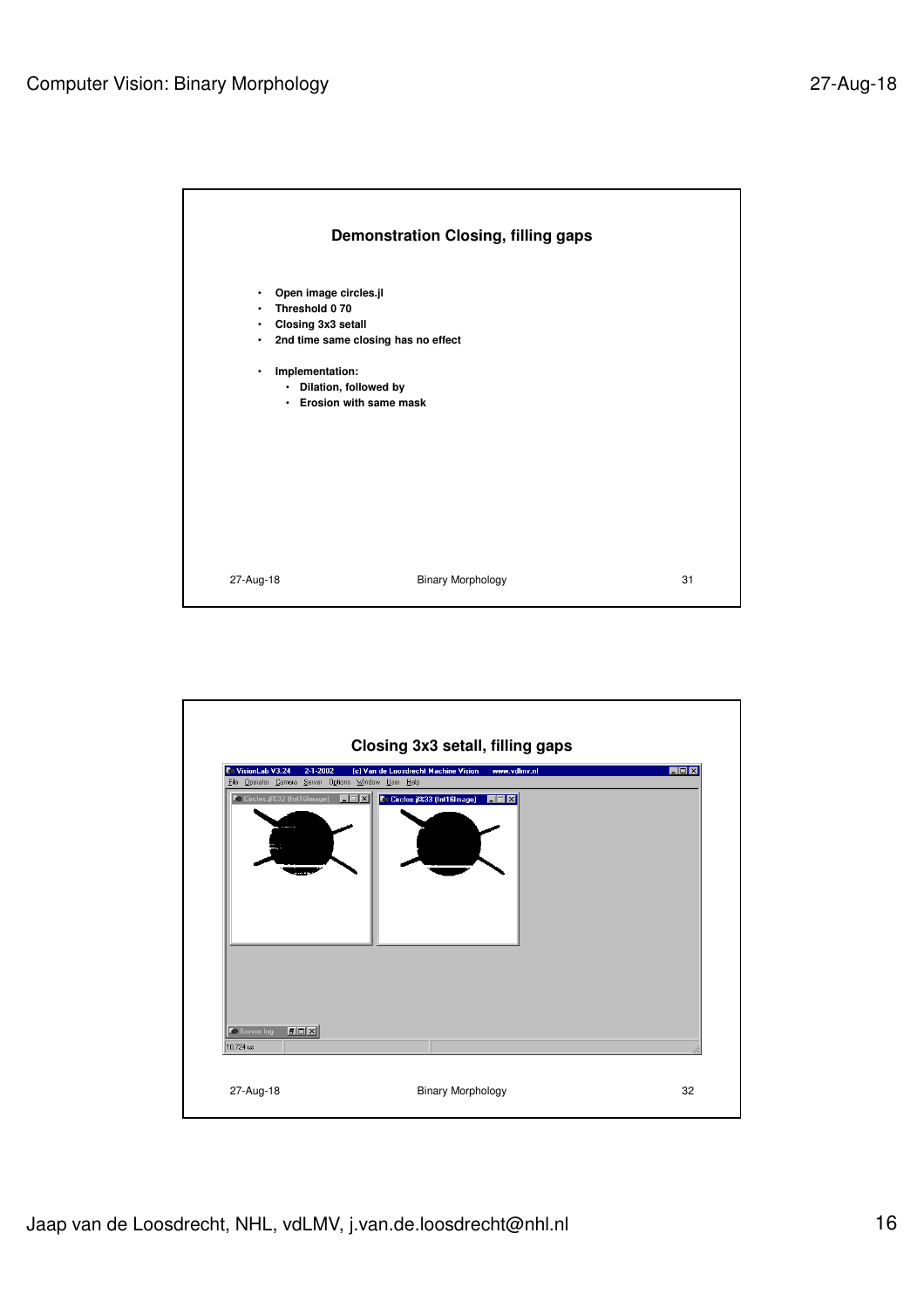## Demonstration Closing, filling gaps

- Open image circles.jl
- Threshold 0 70
- Closing 3x3 setall
- 2nd time same closing has no effect

- Implementation:
  - Dilation, followed by
  - Erosion with same mask

## Closing 3x3 setall, filling gaps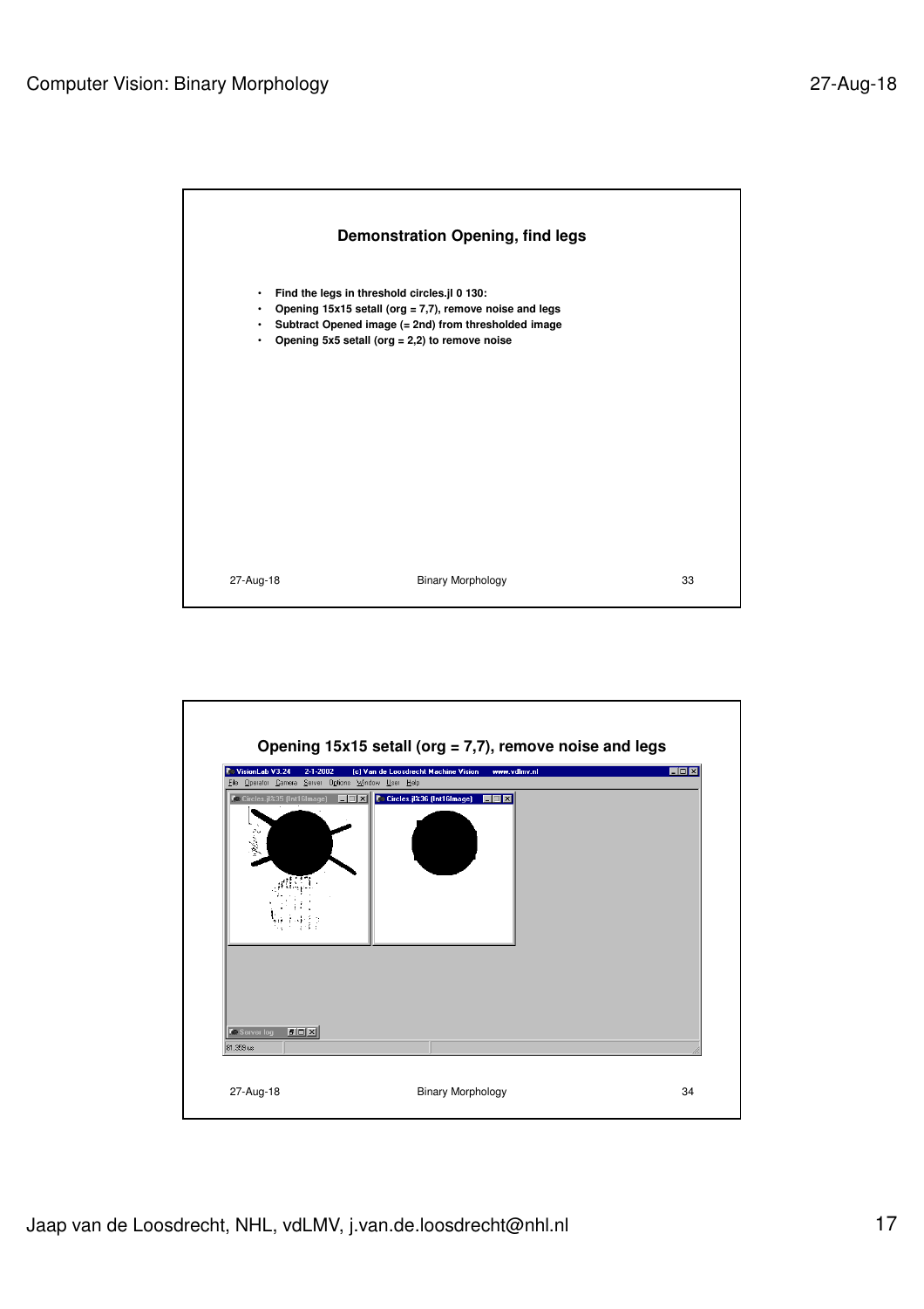## Demonstration Opening, find legs

- Find the legs in threshold circles.jl 0 130:
- Opening 15x15 setall (org = 7,7), remove noise and legs
- Subtract Opened image (= 2nd) from thresholded image
- Opening 5x5 setall (org = 2,2) to remove noise

## Opening 15x15 setall (org = 7,7), remove noise and legs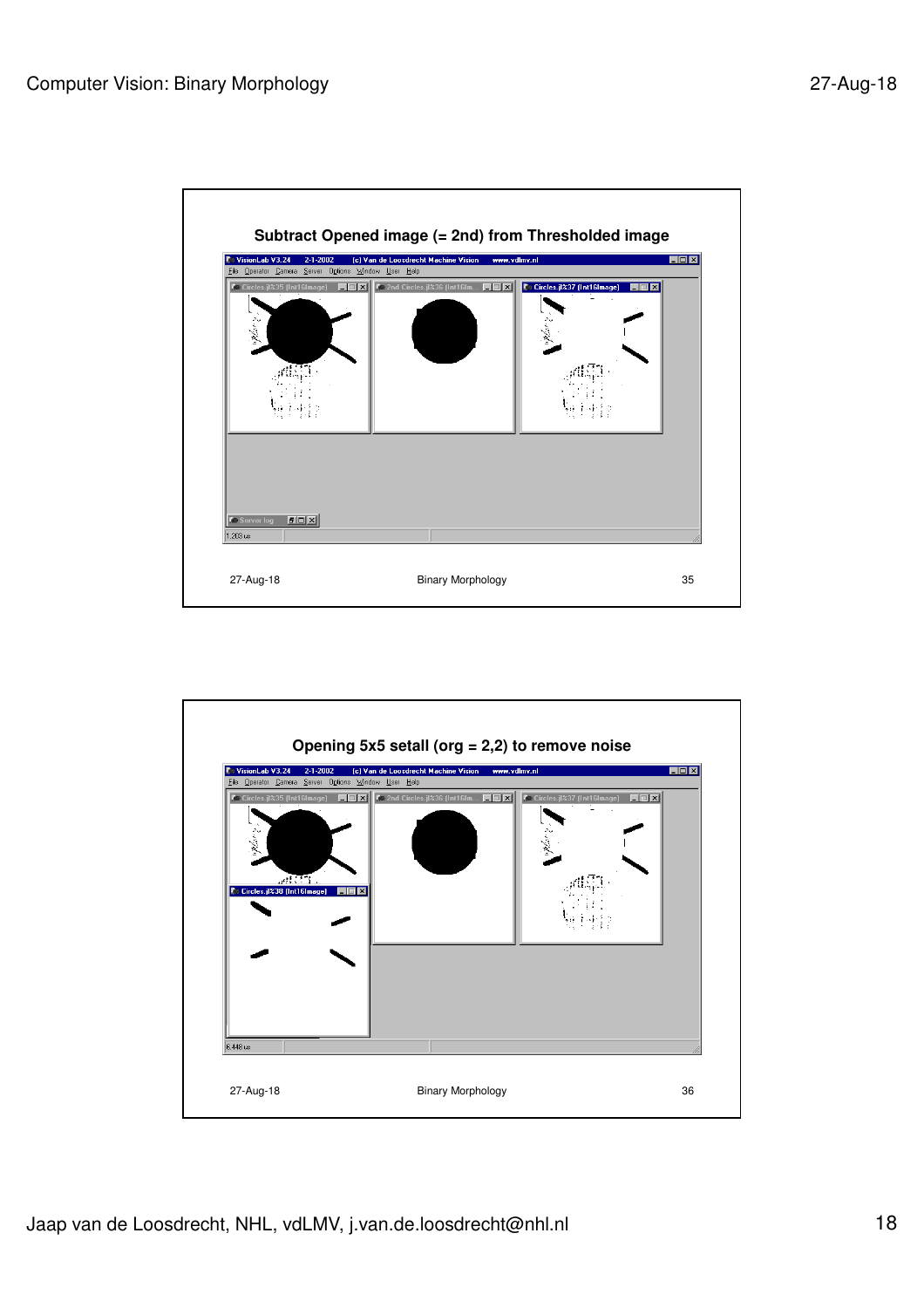## Subtract Opened image (= 2nd) from Thresholded image

## Opening 5x5 setall (org = 2,2) to remove noise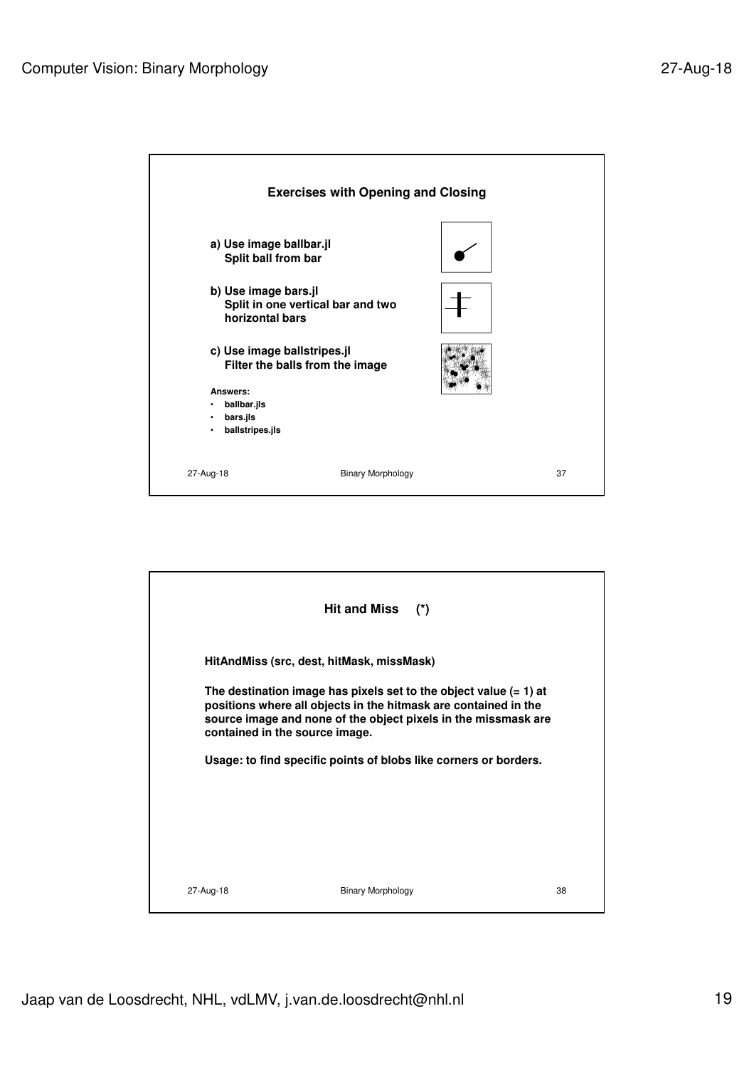## Exercises with Opening and Closing

**a) Use image ballbar.jl**
**Split ball from bar**

**b) Use image bars.jl**
**Split in one vertical bar and two horizontal bars**

**c) Use image ballstripes.jl**
**Filter the balls from the image**

**Answers:**

- **ballbar.jls**
- **bars.jls**
- **ballstripes.jls**

## Hit and Miss (*)

**HitAndMiss (src, dest, hitMask, missMask)**

**The destination image has pixels set to the object value (= 1) at positions where all objects in the hitmask are contained in the source image and none of the object pixels in the missmask are contained in the source image.**

**Usage: to find specific points of blobs like corners or borders.**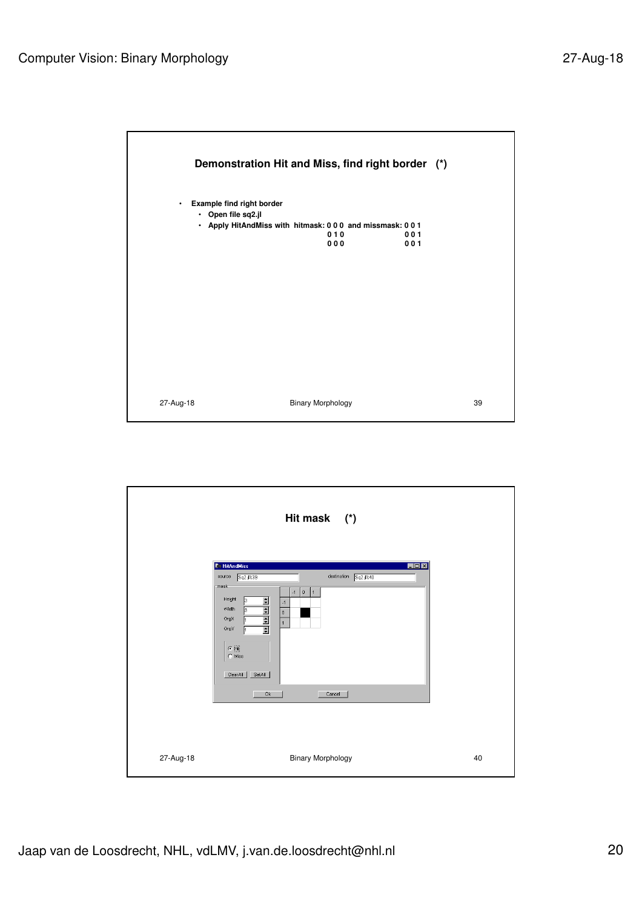## Demonstration Hit and Miss, find right border (*)

- **Example find right border**
  - **Open file sq2.jl**
  - **Apply HitAndMiss with hitmask: 0 0 0 and missmask: 0 0 1**

```
hitmask:  0 0 0    missmask: 0 0 1
          0 1 0              0 0 1
          0 0 0              0 0 1
```

## Hit mask (*)

HitAndMiss

source: Sq2.jl$39 destination: Sq2.jl$40

mask

Height: 3
Width: 3
OrgX: 1
OrgY: 1

Hit
Miss

ClearAll SetAll

Ok Cancel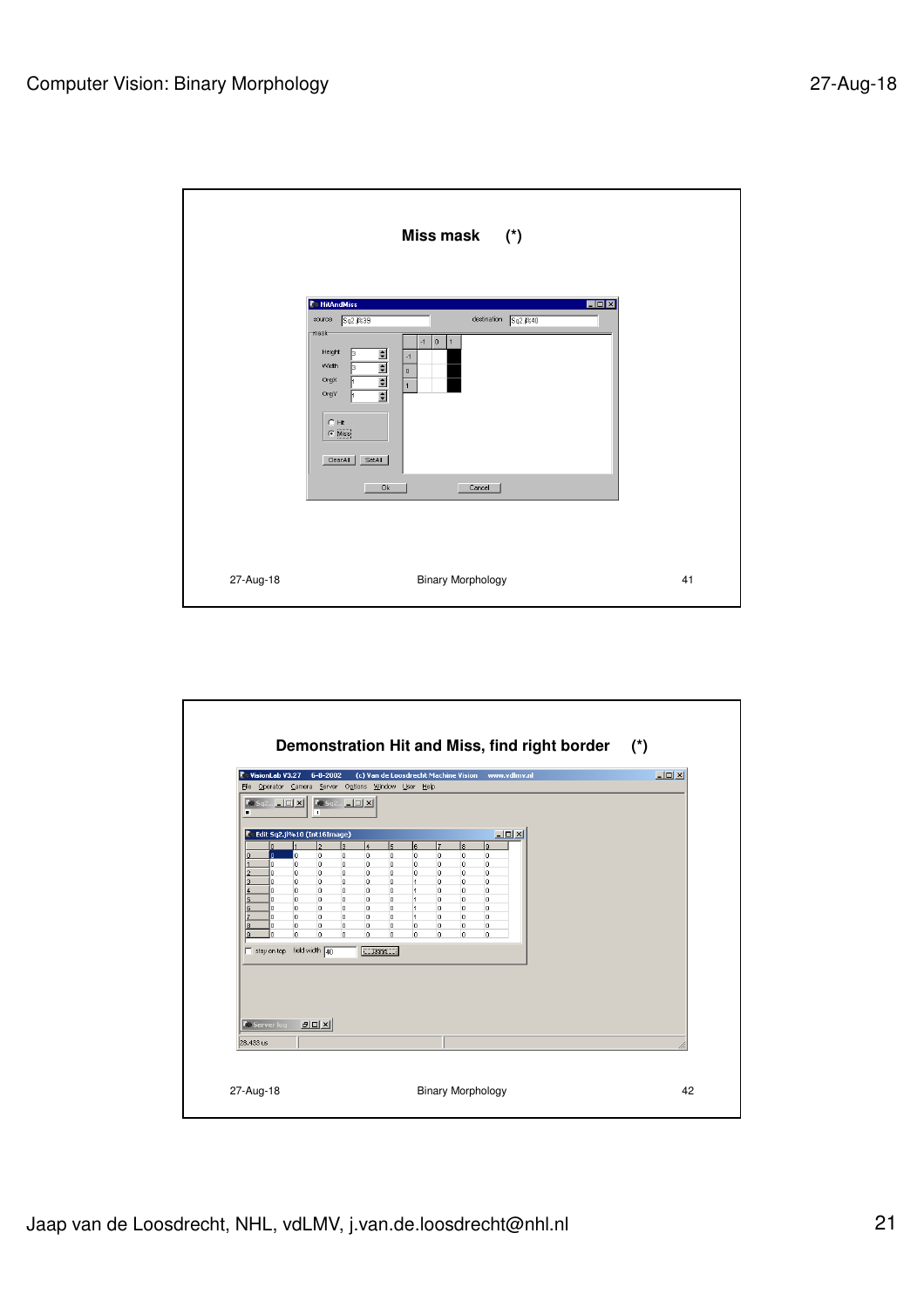## Miss mask (*)

HitAndMiss

source: Sq2.jl%39 destination: Sq2.jl%40

mask

Height: 3
Width: 3
OrgX: 1
OrgY: 1

- Hit
- Miss

ClearAll SetAll

| | -1 | 0 | 1 |
|---|---|---|---|
| -1 | | | ■ |
| 0 | | | ■ |
| 1 | | | ■ |

Ok Cancel

## Demonstration Hit and Miss, find right border (*)

VisionLab V3.27 6-8-2002 (c) Van de Loosdrecht Machine Vision www.vdlmv.nl

File Operator Camera Server Options Window User Help

Edit Sq2.jl%10 (Int16Image)

| | 0 | 1 | 2 | 3 | 4 | 5 | 6 | 7 | 8 | 9 |
|---|---|---|---|---|---|---|---|---|---|---|
| 0 | 0 | 0 | 0 | 0 | 0 | 0 | 0 | 0 | 0 | 0 |
| 1 | 0 | 0 | 0 | 0 | 0 | 0 | 0 | 0 | 0 | 0 |
| 2 | 0 | 0 | 0 | 0 | 0 | 0 | 0 | 0 | 0 | 0 |
| 3 | 0 | 0 | 0 | 0 | 0 | 0 | 1 | 0 | 0 | 0 |
| 4 | 0 | 0 | 0 | 0 | 0 | 0 | 1 | 0 | 0 | 0 |
| 5 | 0 | 0 | 0 | 0 | 0 | 0 | 1 | 0 | 0 | 0 |
| 6 | 0 | 0 | 0 | 0 | 0 | 0 | 1 | 0 | 0 | 0 |
| 7 | 0 | 0 | 0 | 0 | 0 | 0 | 1 | 0 | 0 | 0 |
| 8 | 0 | 0 | 0 | 0 | 0 | 0 | 0 | 0 | 0 | 0 |
| 9 | 0 | 0 | 0 | 0 | 0 | 0 | 0 | 0 | 0 | 0 |

stay on top field width 40

Server log

28.433 us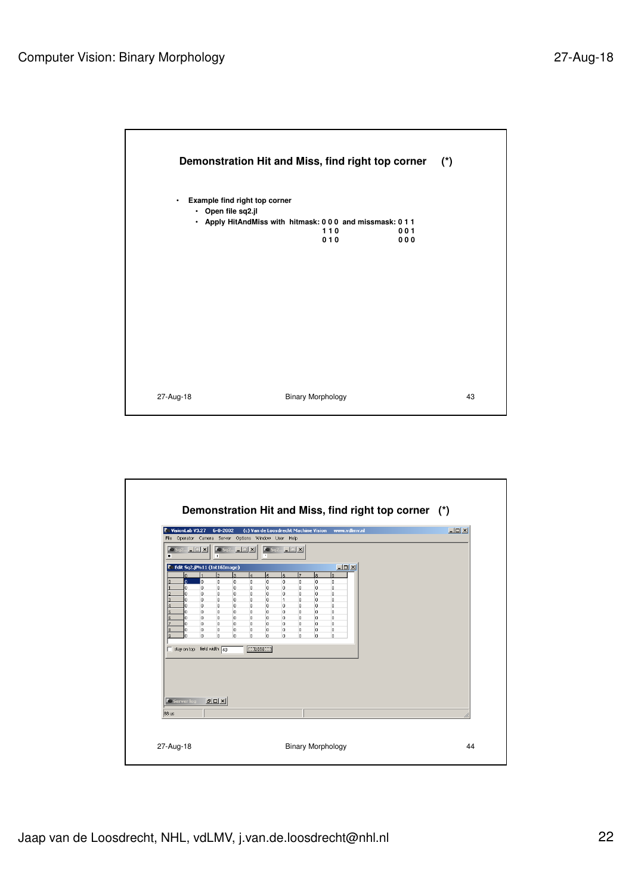## Demonstration Hit and Miss, find right top corner (*)

- **Example find right top corner**
  - **Open file sq2.jl**
  - **Apply HitAndMiss with hitmask: and missmask:**

| hitmask | | | | missmask | | |
|---|---|---|---|---|---|---|
| 0 | 0 | 0 | | 0 | 1 | 1 |
| 1 | 1 | 0 | | 0 | 0 | 1 |
| 0 | 1 | 0 | | 0 | 0 | 0 |

## Demonstration Hit and Miss, find right top corner (*)

| | 0 | 1 | 2 | 3 | 4 | 5 | 6 | 7 | 8 | 9 |
|---|---|---|---|---|---|---|---|---|---|---|
| 0 | 0 | 0 | 0 | 0 | 0 | 0 | 0 | 0 | 0 | 0 |
| 1 | 0 | 0 | 0 | 0 | 0 | 0 | 0 | 0 | 0 | 0 |
| 2 | 0 | 0 | 0 | 0 | 0 | 0 | 0 | 0 | 0 | 0 |
| 3 | 0 | 0 | 0 | 0 | 0 | 0 | 1 | 0 | 0 | 0 |
| 4 | 0 | 0 | 0 | 0 | 0 | 0 | 0 | 0 | 0 | 0 |
| 5 | 0 | 0 | 0 | 0 | 0 | 0 | 0 | 0 | 0 | 0 |
| 6 | 0 | 0 | 0 | 0 | 0 | 0 | 0 | 0 | 0 | 0 |
| 7 | 0 | 0 | 0 | 0 | 0 | 0 | 0 | 0 | 0 | 0 |
| 8 | 0 | 0 | 0 | 0 | 0 | 0 | 0 | 0 | 0 | 0 |
| 9 | 0 | 0 | 0 | 0 | 0 | 0 | 0 | 0 | 0 | 0 |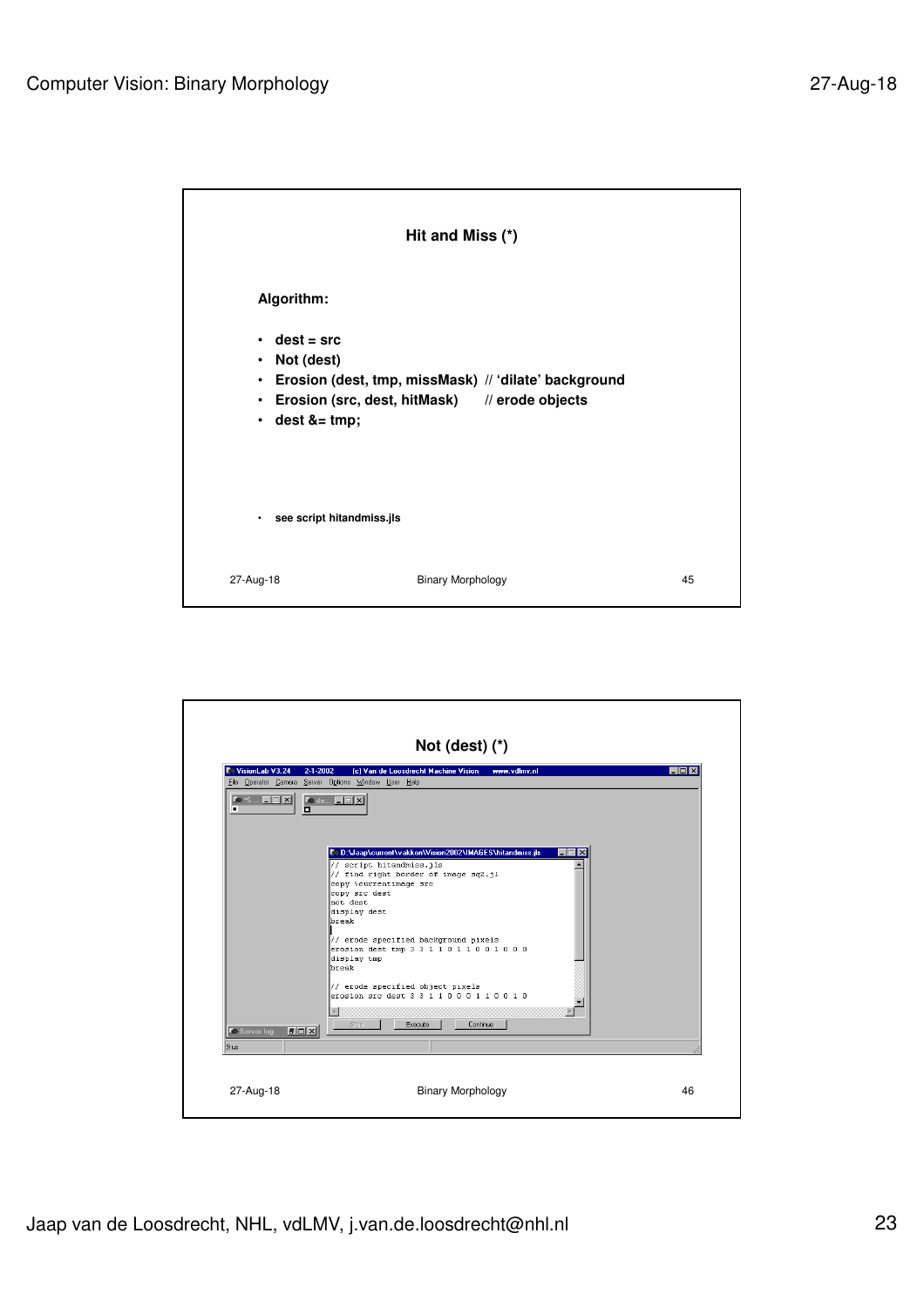## Hit and Miss (*)

**Algorithm:**

- **dest = src**
- **Not (dest)**
- **Erosion (dest, tmp, missMask)** // **'dilate' background**
- **Erosion (src, dest, hitMask)** // **erode objects**
- **dest &= tmp;**

- **see script hitandmiss.jls**

## Not (dest) (*)

```
// script hitandmiss.jls
// find right border of image sq2.jl
copy %currentimage src
copy src dest
not dest
display dest
break

// erode specified background pixels
erosion dest tmp 3 3 1 1 0 1 1 0 0 1 0 0 0
display tmp
break

// erode specified object pixels
erosion src dest 3 3 1 1 0 0 0 1 1 0 0 1 0
```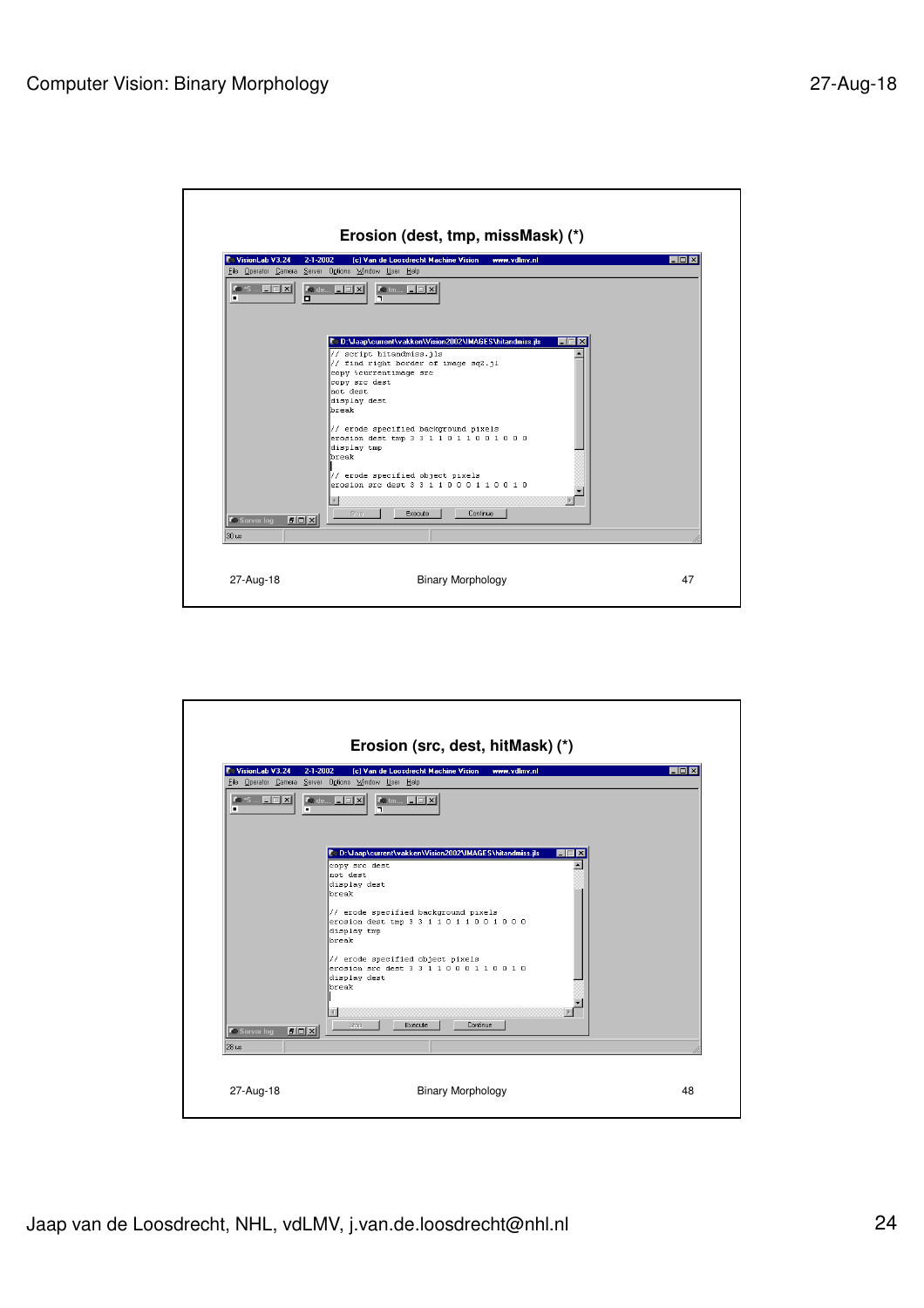## Erosion (dest, tmp, missMask) (*)

```
// script hitandmiss.jls
// find right border of image sq2.jl
copy %currentimage src
copy src dest
not dest
display dest
break

// erode specified background pixels
erosion dest tmp 3 3 1 1 0 1 1 0 0 1 0 0 0
display tmp
break

// erode specified object pixels
erosion src dest 3 3 1 1 0 0 0 1 1 0 0 1 0
```

## Erosion (src, dest, hitMask) (*)

```
copy src dest
not dest
display dest
break

// erode specified background pixels
erosion dest tmp 3 3 1 1 0 1 1 0 0 1 0 0 0
display tmp
break

// erode specified object pixels
erosion src dest 3 3 1 1 0 0 0 1 1 0 0 1 0
display dest
break
```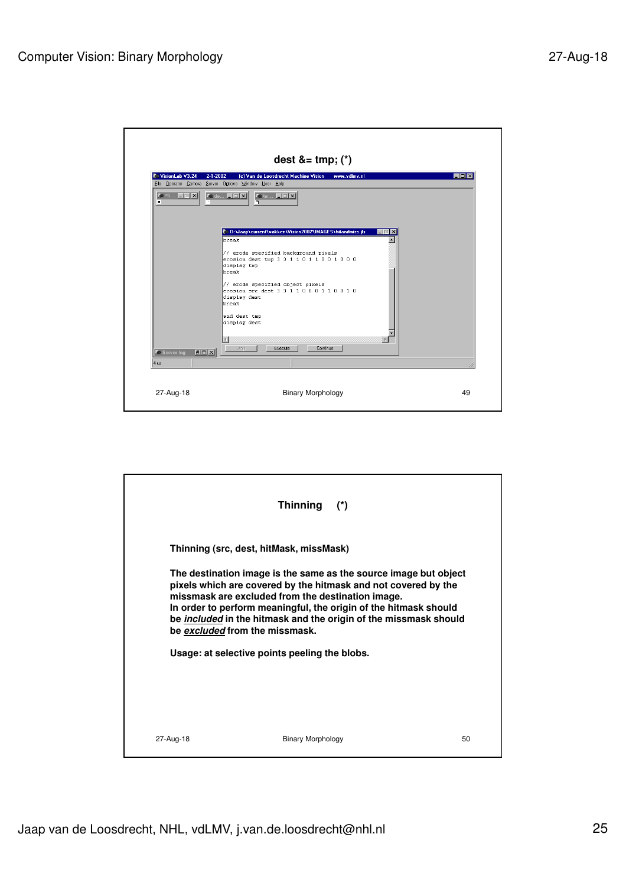## dest &= tmp; (*)

```
break

// erode specified background pixels
erosion dest tmp 3 3 1 1 0 1 1 0 0 1 0 0 0
display tmp
break

// erode specified object pixels
erosion src dest 3 3 1 1 0 0 0 1 1 0 0 1 0
display dest
break

and dest tmp
display dest
```

## Thinning (*)

**Thinning (src, dest, hitMask, missMask)**

**The destination image is the same as the source image but object pixels which are covered by the hitmask and not covered by the missmask are excluded from the destination image.**
**In order to perform meaningful, the origin of the hitmask should be *included* in the hitmask and the origin of the missmask should be *excluded* from the missmask.**

**Usage: at selective points peeling the blobs.**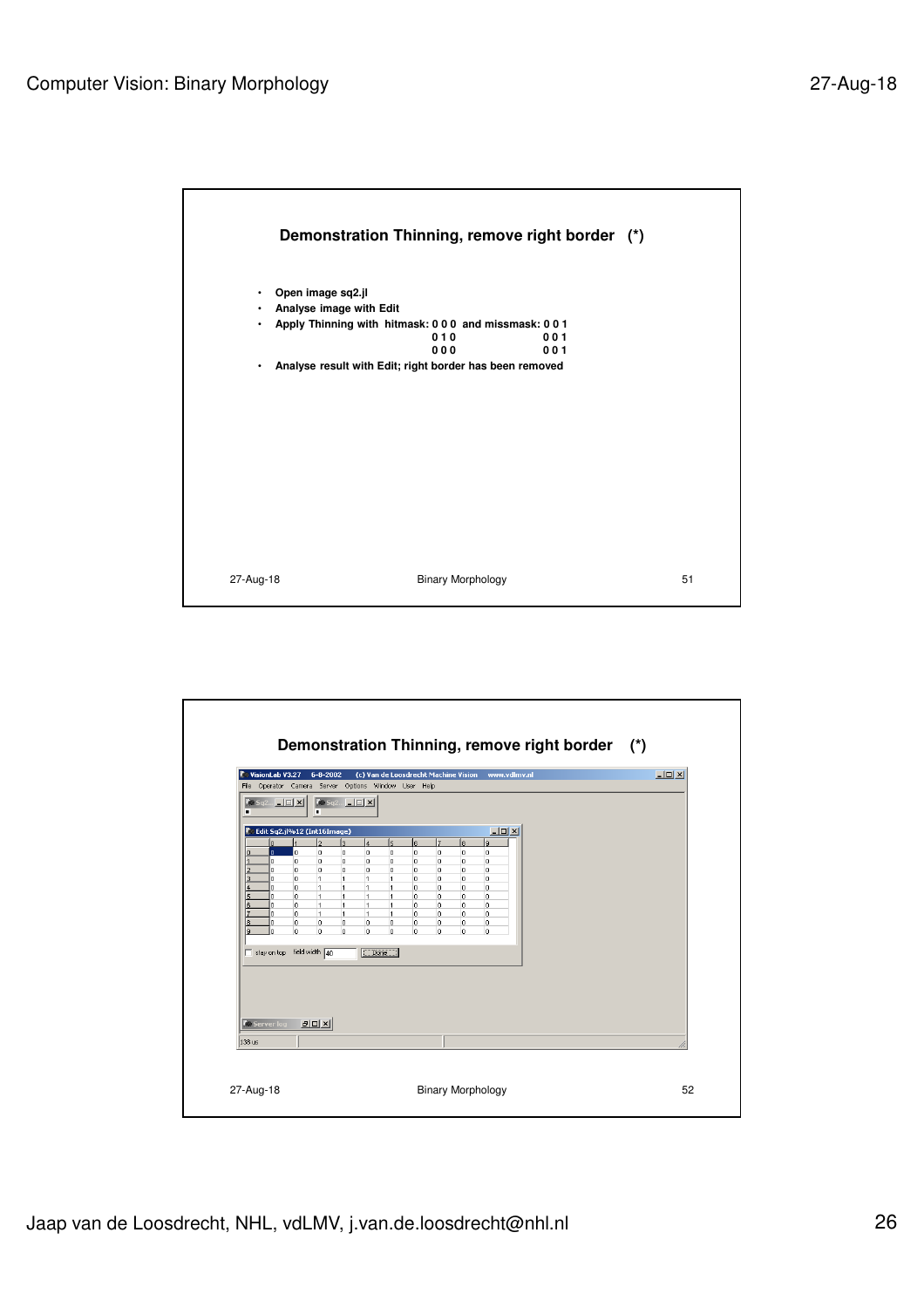## Demonstration Thinning, remove right border (*)

- Open image sq2.jl
- Analyse image with Edit
- Apply Thinning with hitmask: 0 0 0 and missmask: 0 0 1

```
hitmask:  0 0 0     missmask: 0 0 1
          0 1 0               0 0 1
          0 0 0               0 0 1
```

- Analyse result with Edit; right border has been removed

## Demonstration Thinning, remove right border (*)

| | 0 | 1 | 2 | 3 | 4 | 5 | 6 | 7 | 8 | 9 |
|---|---|---|---|---|---|---|---|---|---|---|
| 0 | 0 | 0 | 0 | 0 | 0 | 0 | 0 | 0 | 0 | 0 |
| 1 | 0 | 0 | 0 | 0 | 0 | 0 | 0 | 0 | 0 | 0 |
| 2 | 0 | 0 | 0 | 0 | 0 | 0 | 0 | 0 | 0 | 0 |
| 3 | 0 | 0 | 1 | 1 | 1 | 1 | 0 | 0 | 0 | 0 |
| 4 | 0 | 0 | 1 | 1 | 1 | 1 | 0 | 0 | 0 | 0 |
| 5 | 0 | 0 | 1 | 1 | 1 | 1 | 0 | 0 | 0 | 0 |
| 6 | 0 | 0 | 1 | 1 | 1 | 1 | 0 | 0 | 0 | 0 |
| 7 | 0 | 0 | 1 | 1 | 1 | 1 | 0 | 0 | 0 | 0 |
| 8 | 0 | 0 | 0 | 0 | 0 | 0 | 0 | 0 | 0 | 0 |
| 9 | 0 | 0 | 0 | 0 | 0 | 0 | 0 | 0 | 0 | 0 |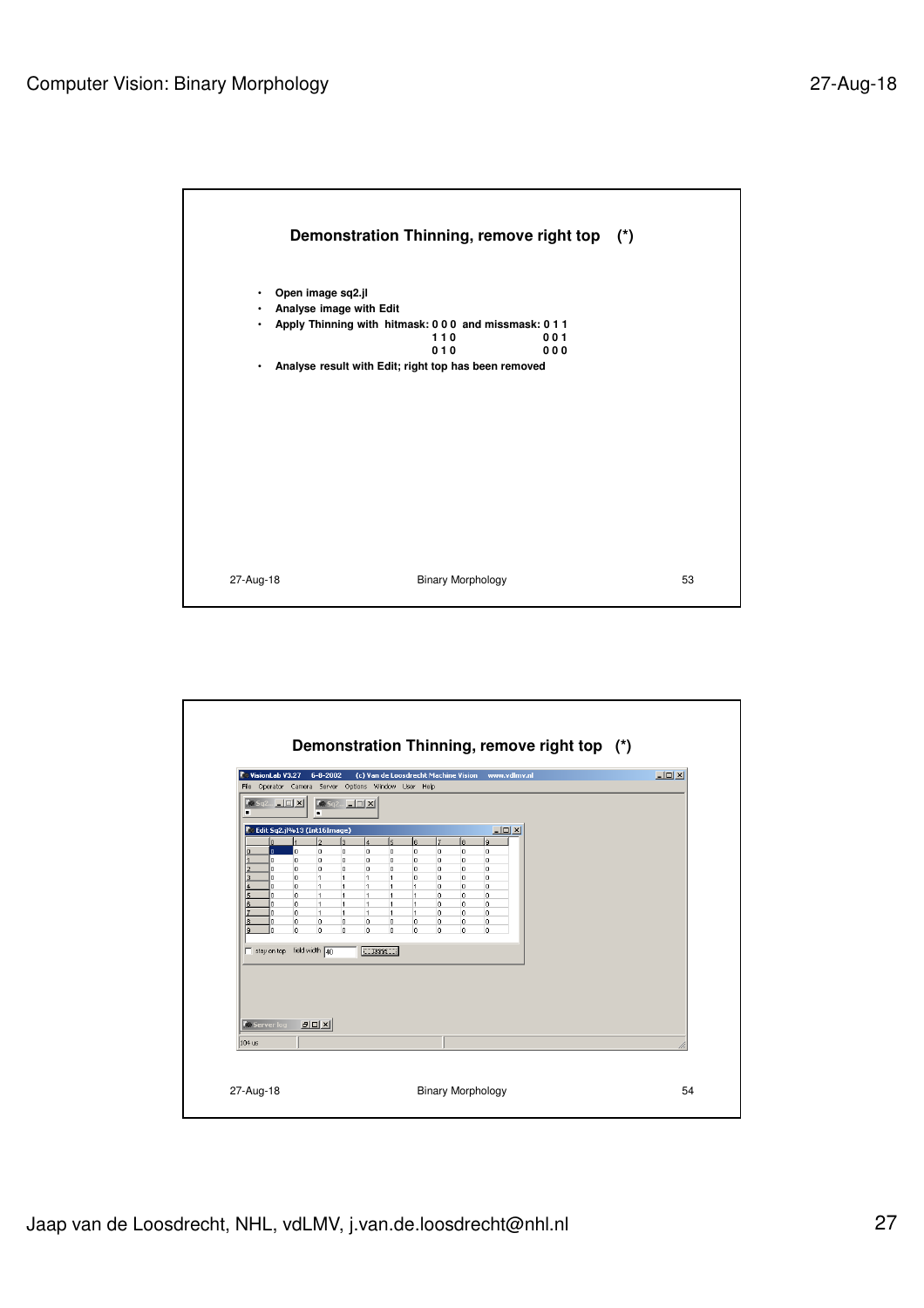## Demonstration Thinning, remove right top (*)

- Open image sq2.jl
- Analyse image with Edit
- Apply Thinning with hitmask: 0 0 0 and missmask: 0 1 1

```
hitmask:   missmask:
0 0 0      0 1 1
1 1 0      0 0 1
0 1 0      0 0 0
```

- Analyse result with Edit; right top has been removed

## Demonstration Thinning, remove right top (*)

|   | 0 | 1 | 2 | 3 | 4 | 5 | 6 | 7 | 8 | 9 |
|---|---|---|---|---|---|---|---|---|---|---|
| 0 | 0 | 0 | 0 | 0 | 0 | 0 | 0 | 0 | 0 | 0 |
| 1 | 0 | 0 | 0 | 0 | 0 | 0 | 0 | 0 | 0 | 0 |
| 2 | 0 | 0 | 0 | 0 | 0 | 0 | 0 | 0 | 0 | 0 |
| 3 | 0 | 0 | 1 | 1 | 1 | 1 | 0 | 0 | 0 | 0 |
| 4 | 0 | 0 | 1 | 1 | 1 | 1 | 1 | 0 | 0 | 0 |
| 5 | 0 | 0 | 1 | 1 | 1 | 1 | 1 | 0 | 0 | 0 |
| 6 | 0 | 0 | 1 | 1 | 1 | 1 | 1 | 0 | 0 | 0 |
| 7 | 0 | 0 | 1 | 1 | 1 | 1 | 1 | 0 | 0 | 0 |
| 8 | 0 | 0 | 0 | 0 | 0 | 0 | 0 | 0 | 0 | 0 |
| 9 | 0 | 0 | 0 | 0 | 0 | 0 | 0 | 0 | 0 | 0 |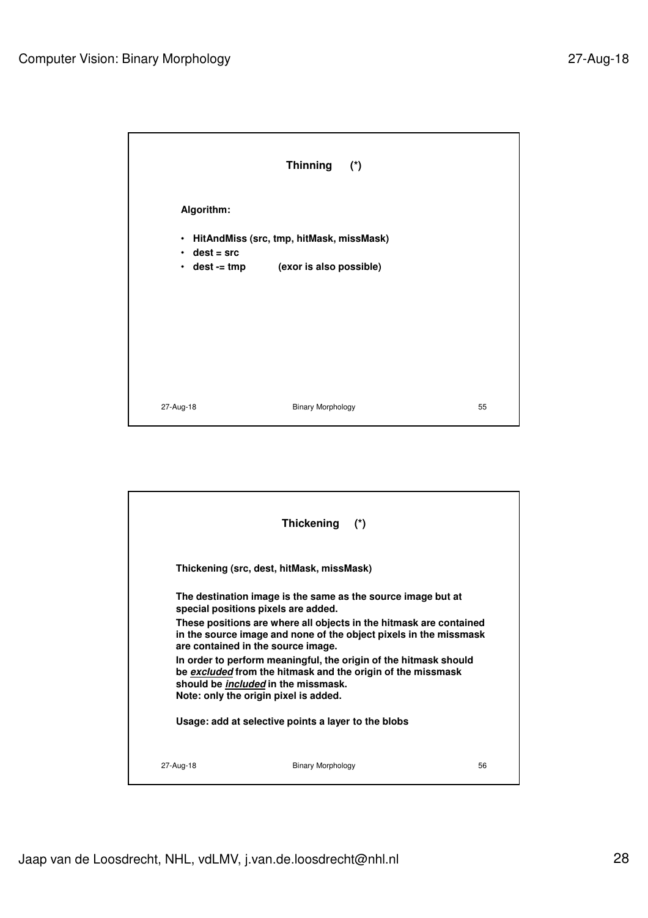## Thinning (*)

**Algorithm:**

- **HitAndMiss (src, tmp, hitMask, missMask)**
- **dest = src**
- **dest -= tmp** **(exor is also possible)**

## Thickening (*)

**Thickening (src, dest, hitMask, missMask)**

**The destination image is the same as the source image but at special positions pixels are added.**

**These positions are where all objects in the hitmask are contained in the source image and none of the object pixels in the missmask are contained in the source image.**

**In order to perform meaningful, the origin of the hitmask should be *excluded* from the hitmask and the origin of the missmask should be *included* in the missmask.**
**Note: only the origin pixel is added.**

**Usage: add at selective points a layer to the blobs**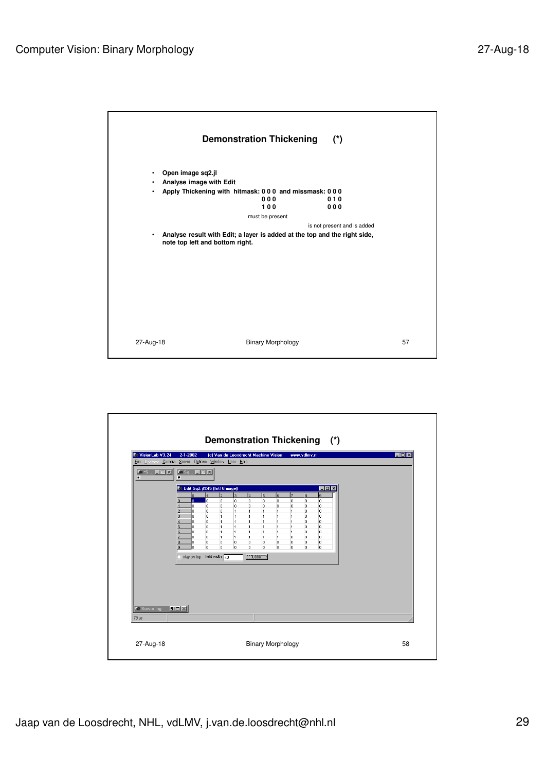## Demonstration Thickening (*)

- Open image sq2.jl
- Analyse image with Edit
- Apply Thickening with hitmask: 0 0 0 and missmask: 0 0 0

```
hitmask:          missmask:
0 0 0             0 0 0
0 0 0             0 1 0
1 0 0             0 0 0
must be present
                  is not present and is added
```

- Analyse result with Edit; a layer is added at the top and the right side, note top left and bottom right.

## Demonstration Thickening (*)

Edit Sq2.jl%45 (Int16Image)

|   | 0 | 1 | 2 | 3 | 4 | 5 | 6 | 7 | 8 | 9 |
|---|---|---|---|---|---|---|---|---|---|---|
| 0 | 0 | 0 | 0 | 0 | 0 | 0 | 0 | 0 | 0 | 0 |
| 1 | 0 | 0 | 0 | 0 | 0 | 0 | 0 | 0 | 0 | 0 |
| 2 | 0 | 0 | 0 | 1 | 1 | 1 | 1 | 1 | 0 | 0 |
| 3 | 0 | 0 | 1 | 1 | 1 | 1 | 1 | 1 | 0 | 0 |
| 4 | 0 | 0 | 1 | 1 | 1 | 1 | 1 | 1 | 0 | 0 |
| 5 | 0 | 0 | 1 | 1 | 1 | 1 | 1 | 1 | 0 | 0 |
| 6 | 0 | 0 | 1 | 1 | 1 | 1 | 1 | 1 | 0 | 0 |
| 7 | 0 | 0 | 1 | 1 | 1 | 1 | 1 | 0 | 0 | 0 |
| 8 | 0 | 0 | 0 | 0 | 0 | 0 | 0 | 0 | 0 | 0 |
| 9 | 0 | 0 | 0 | 0 | 0 | 0 | 0 | 0 | 0 | 0 |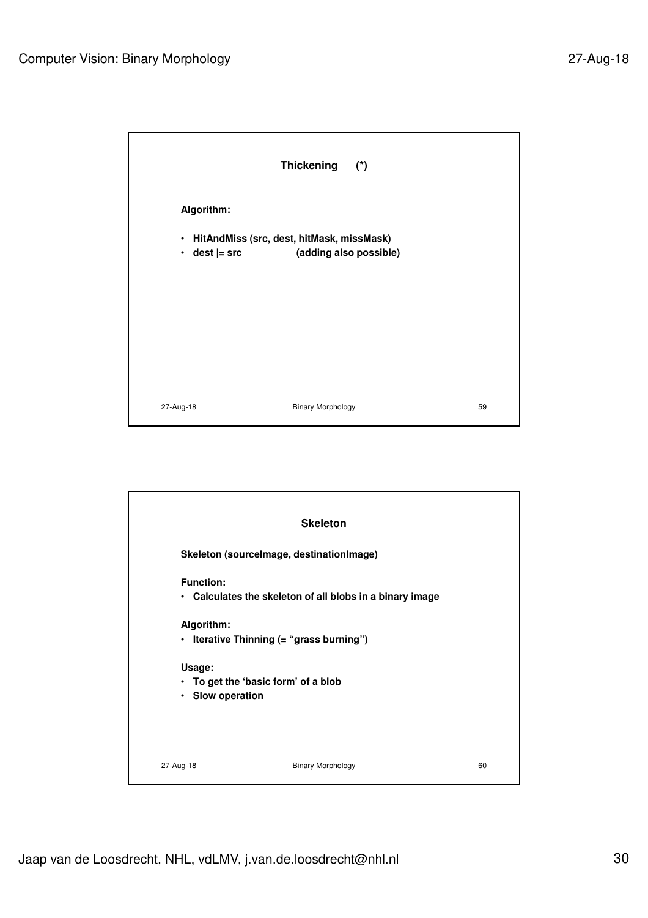## Thickening (*)

**Algorithm:**

- **HitAndMiss (src, dest, hitMask, missMask)**
- **dest |= src** (adding also possible)

## Skeleton

**Skeleton (sourceImage, destinationImage)**

**Function:**

- **Calculates the skeleton of all blobs in a binary image**

**Algorithm:**

- **Iterative Thinning (= "grass burning")**

**Usage:**

- **To get the 'basic form' of a blob**
- **Slow operation**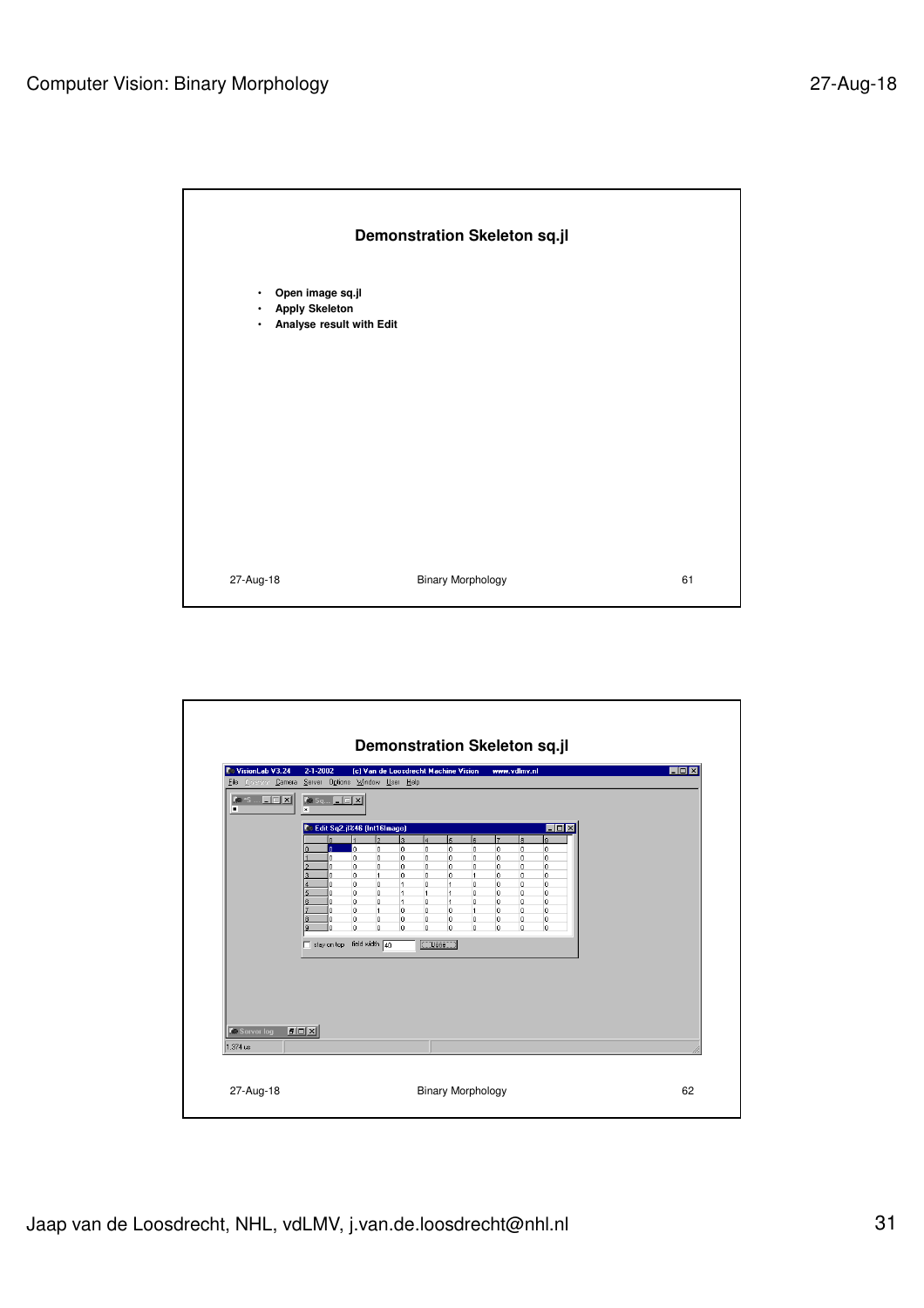## Demonstration Skeleton sq.jl

- Open image sq.jl
- Apply Skeleton
- Analyse result with Edit

## Demonstration Skeleton sq.jl

|   | 0 | 1 | 2 | 3 | 4 | 5 | 6 | 7 | 8 | 9 |
|---|---|---|---|---|---|---|---|---|---|---|
| 0 | 0 | 0 | 0 | 0 | 0 | 0 | 0 | 0 | 0 | 0 |
| 1 | 0 | 0 | 0 | 0 | 0 | 0 | 0 | 0 | 0 | 0 |
| 2 | 0 | 0 | 0 | 0 | 0 | 0 | 0 | 0 | 0 | 0 |
| 3 | 0 | 0 | 1 | 0 | 0 | 0 | 1 | 0 | 0 | 0 |
| 4 | 0 | 0 | 0 | 1 | 0 | 1 | 0 | 0 | 0 | 0 |
| 5 | 0 | 0 | 0 | 1 | 1 | 1 | 0 | 0 | 0 | 0 |
| 6 | 0 | 0 | 0 | 1 | 0 | 1 | 0 | 0 | 0 | 0 |
| 7 | 0 | 0 | 1 | 0 | 0 | 0 | 1 | 0 | 0 | 0 |
| 8 | 0 | 0 | 0 | 0 | 0 | 0 | 0 | 0 | 0 | 0 |
| 9 | 0 | 0 | 0 | 0 | 0 | 0 | 0 | 0 | 0 | 0 |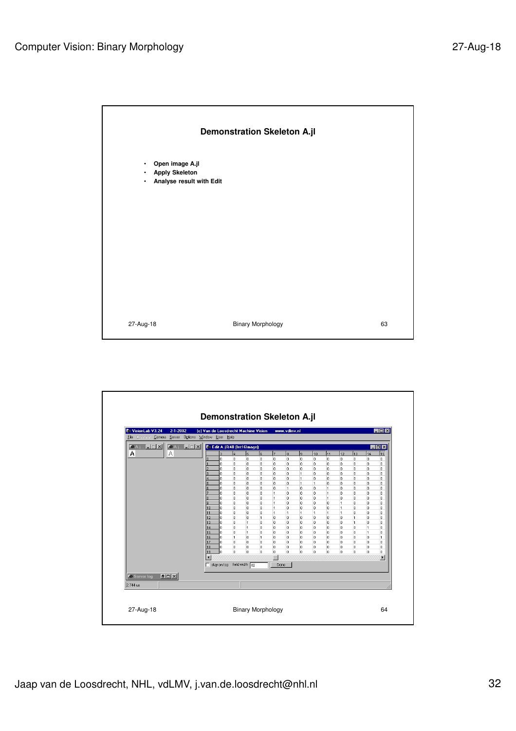## Demonstration Skeleton A.jl

- Open image A.jl
- Apply Skeleton
- Analyse result with Edit

## Demonstration Skeleton A.jl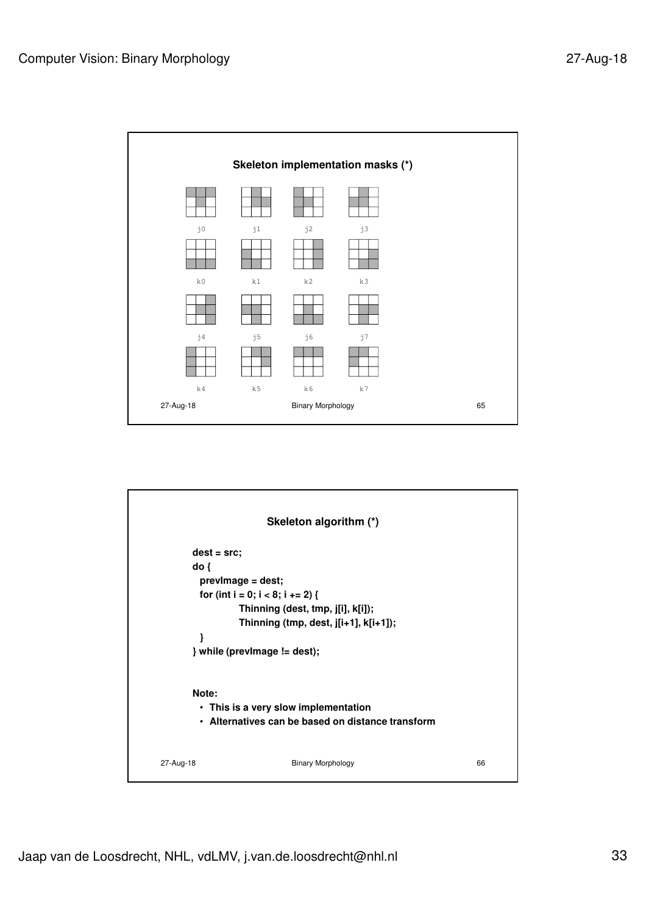## Skeleton implementation masks (*)

j0 j1 j2 j3

k0 k1 k2 k3

j4 j5 j6 j7

k4 k5 k6 k7

## Skeleton algorithm (*)

```
dest = src;
do {
  prevImage = dest;
  for (int i = 0; i < 8; i += 2) {
            Thinning (dest, tmp, j[i], k[i]);
            Thinning (tmp, dest, j[i+1], k[i+1]);
  }
} while (prevImage != dest);
```

**Note:**

- **This is a very slow implementation**
- **Alternatives can be based on distance transform**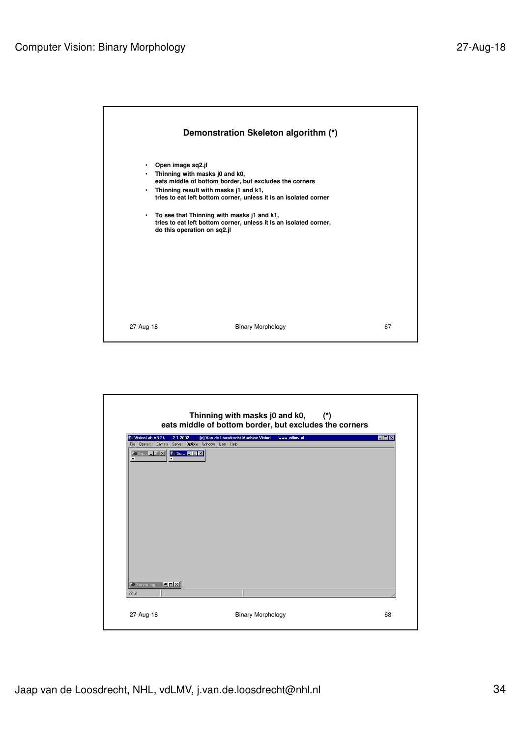## Demonstration Skeleton algorithm (*)

- **Open image sq2.jl**
- **Thinning with masks j0 and k0, eats middle of bottom border, but excludes the corners**
- **Thinning result with masks j1 and k1, tries to eat left bottom corner, unless it is an isolated corner**
- **To see that Thinning with masks j1 and k1, tries to eat left bottom corner, unless it is an isolated corner, do this operation on sq2.jl**

## Thinning with masks j0 and k0, (*) eats middle of bottom border, but excludes the corners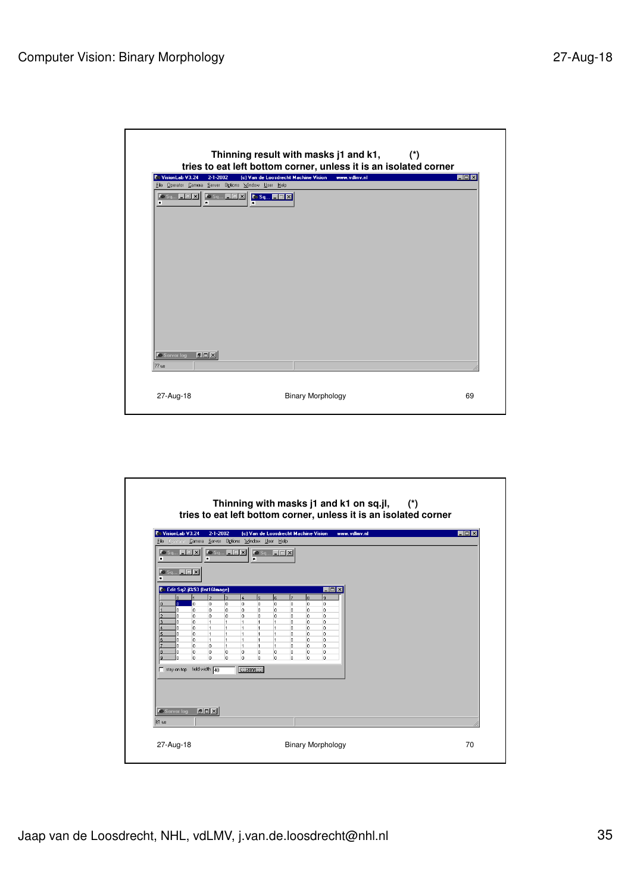## Thinning result with masks j1 and k1, (*)
### tries to eat left bottom corner, unless it is an isolated corner

VisionLab V3.24 2-1-2002 (c) Van de Loosdrecht Machine Vision www.vdlmv.nl

File Operator Camera Server Options Window User Help

Server log

77 us

27-Aug-18 Binary Morphology 69

## Thinning with masks j1 and k1 on sq.jl, (*)
### tries to eat left bottom corner, unless it is an isolated corner

VisionLab V3.24 2-1-2002 (c) Van de Loosdrecht Machine Vision www.vdlmv.nl

File Operator Camera Server Options Window User Help

Edit Sq2 jl53 (Int16Image)

| | 0 | 1 | 2 | 3 | 4 | 5 | 6 | 7 | 8 | 9 |
|---|---|---|---|---|---|---|---|---|---|---|
| 0 | 0 | 0 | 0 | 0 | 0 | 0 | 0 | 0 | 0 | 0 |
| 1 | 0 | 0 | 0 | 0 | 0 | 0 | 0 | 0 | 0 | 0 |
| 2 | 0 | 0 | 0 | 0 | 0 | 0 | 0 | 0 | 0 | 0 |
| 3 | 0 | 0 | 1 | 1 | 1 | 1 | 1 | 0 | 0 | 0 |
| 4 | 0 | 0 | 1 | 1 | 1 | 1 | 1 | 0 | 0 | 0 |
| 5 | 0 | 0 | 1 | 1 | 1 | 1 | 1 | 0 | 0 | 0 |
| 6 | 0 | 0 | 1 | 1 | 1 | 1 | 1 | 0 | 0 | 0 |
| 7 | 0 | 0 | 0 | 1 | 1 | 1 | 1 | 0 | 0 | 0 |
| 8 | 0 | 0 | 0 | 0 | 0 | 0 | 0 | 0 | 0 | 0 |
| 9 | 0 | 0 | 0 | 0 | 0 | 0 | 0 | 0 | 0 | 0 |

stay on top field width 40 Change...

Server log

81 us

27-Aug-18 Binary Morphology 70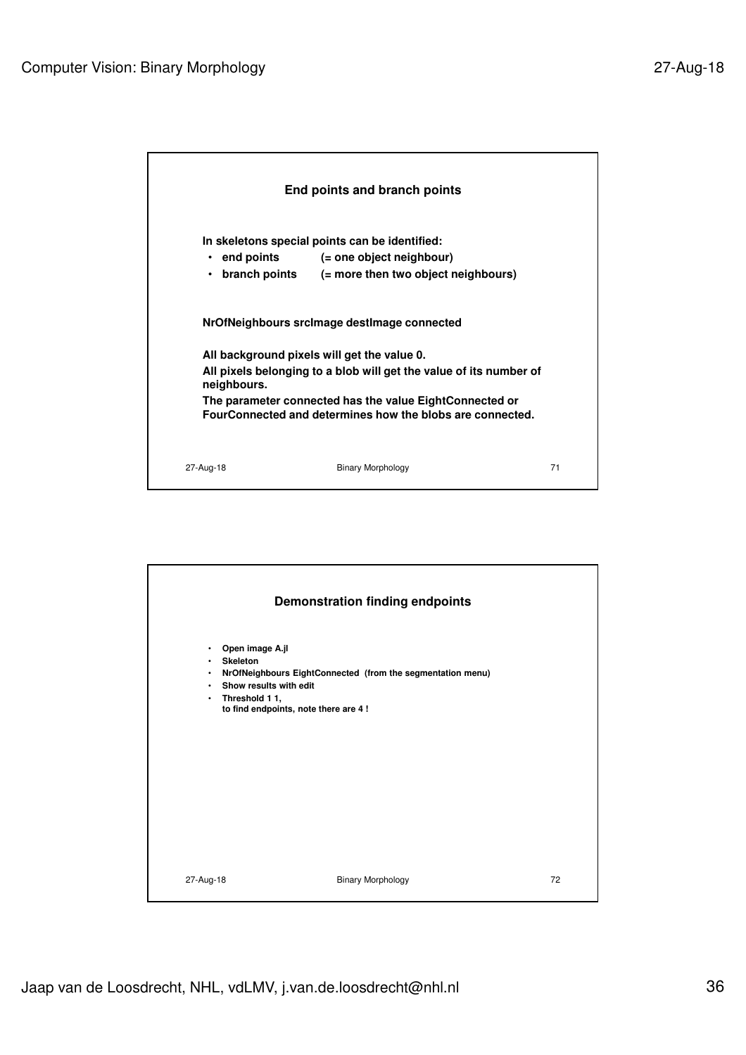## End points and branch points

In skeletons special points can be identified:

- end points (= one object neighbour)
- branch points (= more then two object neighbours)

NrOfNeighbours srcImage destImage connected

All background pixels will get the value 0.

All pixels belonging to a blob will get the value of its number of neighbours.

The parameter connected has the value EightConnected or FourConnected and determines how the blobs are connected.

## Demonstration finding endpoints

- Open image A.jl
- Skeleton
- NrOfNeighbours EightConnected (from the segmentation menu)
- Show results with edit
- Threshold 1 1,
  to find endpoints, note there are 4 !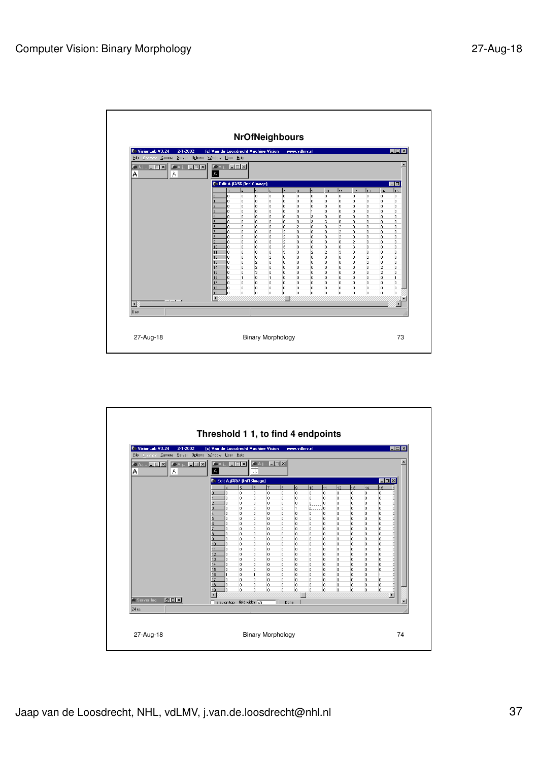## NrOfNeighbours

VisionLab V3.24 2-1-2002 (c) Van de Loosdrecht Machine Vision www.vdlmv.nl

File Camera Server Options Window User Help

Edit A.jl%56 (Int16Image)

|  | 3 | 4 | 5 | 6 | 7 | 8 | 9 | 10 | 11 | 12 | 13 | 14 | 15 |
|---|---|---|---|---|---|---|---|---|---|---|---|---|---|
| 0 | 0 | 0 | 0 | 0 | 0 | 0 | 0 | 0 | 0 | 0 | 0 | 0 | 0 |
| 1 | 0 | 0 | 0 | 0 | 0 | 0 | 0 | 0 | 0 | 0 | 0 | 0 | 0 |
| 2 | 0 | 0 | 0 | 0 | 0 | 0 | 0 | 0 | 0 | 0 | 0 | 0 | 0 |
| 3 | 0 | 0 | 0 | 0 | 0 | 0 | 1 | 0 | 0 | 0 | 0 | 0 | 0 |
| 4 | 0 | 0 | 0 | 0 | 0 | 0 | 3 | 0 | 0 | 0 | 0 | 0 | 0 |
| 5 | 0 | 0 | 0 | 0 | 0 | 0 | 3 | 3 | 0 | 0 | 0 | 0 | 0 |
| 6 | 0 | 0 | 0 | 0 | 0 | 2 | 0 | 0 | 2 | 0 | 0 | 0 | 0 |
| 7 | 0 | 0 | 0 | 0 | 2 | 0 | 0 | 0 | 2 | 0 | 0 | 0 | 0 |
| 8 | 0 | 0 | 0 | 0 | 2 | 0 | 0 | 0 | 2 | 0 | 0 | 0 | 0 |
| 9 | 0 | 0 | 0 | 0 | 2 | 0 | 0 | 0 | 0 | 2 | 0 | 0 | 0 |
| 10 | 0 | 0 | 0 | 0 | 3 | 0 | 0 | 0 | 0 | 3 | 0 | 0 | 0 |
| 11 | 0 | 0 | 0 | 0 | 3 | 3 | 2 | 2 | 3 | 3 | 0 | 0 | 0 |
| 12 | 0 | 0 | 0 | 2 | 0 | 0 | 0 | 0 | 0 | 0 | 2 | 0 | 0 |
| 13 | 0 | 0 | 2 | 0 | 0 | 0 | 0 | 0 | 0 | 0 | 2 | 0 | 0 |
| 14 | 0 | 0 | 2 | 0 | 0 | 0 | 0 | 0 | 0 | 0 | 0 | 2 | 0 |
| 15 | 0 | 0 | 3 | 0 | 0 | 0 | 0 | 0 | 0 | 0 | 0 | 2 | 0 |
| 16 | 0 | 1 | 0 | 1 | 0 | 0 | 0 | 0 | 0 | 0 | 0 | 0 | 1 |
| 17 | 0 | 0 | 0 | 0 | 0 | 0 | 0 | 0 | 0 | 0 | 0 | 0 | 0 |
| 18 | 0 | 0 | 0 | 0 | 0 | 0 | 0 | 0 | 0 | 0 | 0 | 0 | 0 |
| 19 | 0 | 0 | 0 | 0 | 0 | 0 | 0 | 0 | 0 | 0 | 0 | 0 | 0 |

27-Aug-18 Binary Morphology 73

## Threshold 1 1, to find 4 endpoints

VisionLab V3.24 2-1-2002 (c) Van de Loosdrecht Machine Vision www.vdlmv.nl

File Camera Server Options Window User Help

Edit A.jl%57 (Int16Image)

|  | 4 | 5 | 6 | 7 | 8 | 9 | 10 | 11 | 12 | 13 | 14 | 15 |
|---|---|---|---|---|---|---|---|---|---|---|---|---|
| 0 | 0 | 0 | 0 | 0 | 0 | 0 | 0 | 0 | 0 | 0 | 0 | 0 |
| 1 | 0 | 0 | 0 | 0 | 0 | 0 | 0 | 0 | 0 | 0 | 0 | 0 |
| 2 | 0 | 0 | 0 | 0 | 0 | 0 | 0 | 0 | 0 | 0 | 0 | 0 |
| 3 | 0 | 0 | 0 | 0 | 0 | 1 | 0 | 0 | 0 | 0 | 0 | 0 |
| 4 | 0 | 0 | 0 | 0 | 0 | 0 | 0 | 0 | 0 | 0 | 0 | 0 |
| 5 | 0 | 0 | 0 | 0 | 0 | 0 | 0 | 0 | 0 | 0 | 0 | 0 |
| 6 | 0 | 0 | 0 | 0 | 0 | 0 | 0 | 0 | 0 | 0 | 0 | 0 |
| 7 | 0 | 0 | 0 | 0 | 0 | 0 | 0 | 0 | 0 | 0 | 0 | 0 |
| 8 | 0 | 0 | 0 | 0 | 0 | 0 | 0 | 0 | 0 | 0 | 0 | 0 |
| 9 | 0 | 0 | 0 | 0 | 0 | 0 | 0 | 0 | 0 | 0 | 0 | 0 |
| 10 | 0 | 0 | 0 | 0 | 0 | 0 | 0 | 0 | 0 | 0 | 0 | 0 |
| 11 | 0 | 0 | 0 | 0 | 0 | 0 | 0 | 0 | 0 | 0 | 0 | 0 |
| 12 | 0 | 0 | 0 | 0 | 0 | 0 | 0 | 0 | 0 | 0 | 0 | 0 |
| 13 | 0 | 0 | 0 | 0 | 0 | 0 | 0 | 0 | 0 | 0 | 0 | 0 |
| 14 | 0 | 0 | 0 | 0 | 0 | 0 | 0 | 0 | 0 | 0 | 0 | 0 |
| 15 | 0 | 0 | 0 | 0 | 0 | 0 | 0 | 0 | 0 | 0 | 0 | 0 |
| 16 | 1 | 0 | 1 | 0 | 0 | 0 | 0 | 0 | 0 | 0 | 0 | 1 |
| 17 | 0 | 0 | 0 | 0 | 0 | 0 | 0 | 0 | 0 | 0 | 0 | 0 |
| 18 | 0 | 0 | 0 | 0 | 0 | 0 | 0 | 0 | 0 | 0 | 0 | 0 |
| 19 | 0 | 0 | 0 | 0 | 0 | 0 | 0 | 0 | 0 | 0 | 0 | 0 |

27-Aug-18 Binary Morphology 74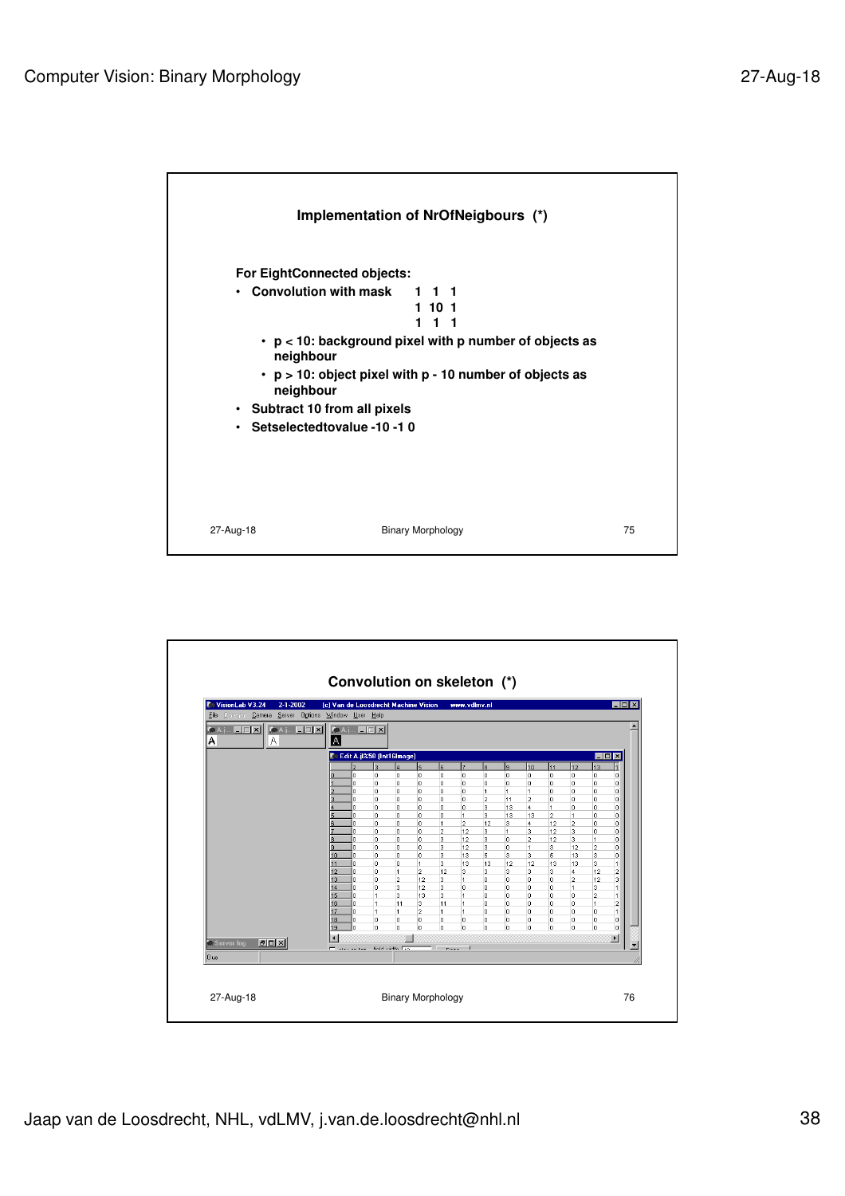## Implementation of NrOfNeigbours (*)

**For EightConnected objects:**

- **Convolution with mask**

```
1  1  1
1 10  1
1  1  1
```

  - **p < 10: background pixel with p number of objects as neighbour**
  - **p > 10: object pixel with p - 10 number of objects as neighbour**
- **Subtract 10 from all pixels**
- **Setselectedtovalue -10 -1 0**

## Convolution on skeleton (*)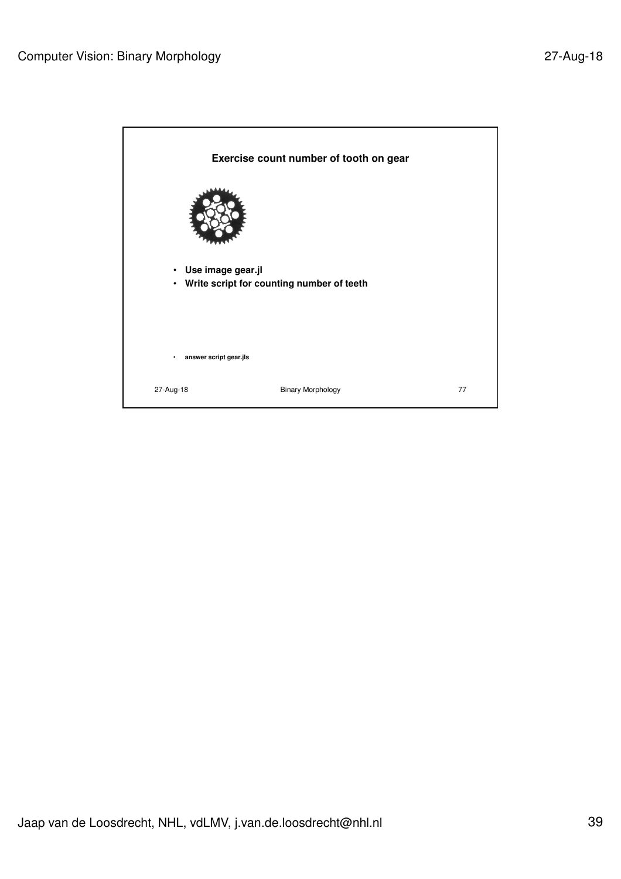### Exercise count number of tooth on gear

- Use image gear.jl
- Write script for counting number of teeth

- answer script gear.jls